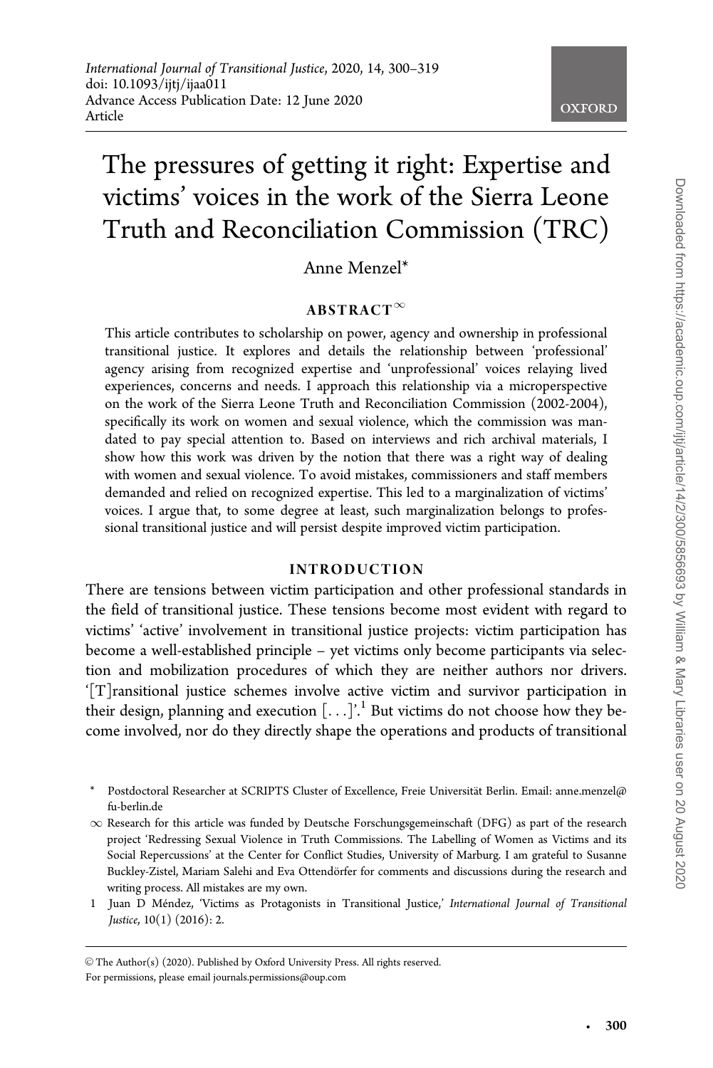*International Journal of Transitional Justice*, 2020, 14, 300–319
doi: 10.1093/ijtj/ijaa011
Advance Access Publication Date: 12 June 2020
Article

# The pressures of getting it right: Expertise and victims' voices in the work of the Sierra Leone Truth and Reconciliation Commission (TRC)

Anne Menzel*

## ABSTRACT[∞]

This article contributes to scholarship on power, agency and ownership in professional transitional justice. It explores and details the relationship between 'professional' agency arising from recognized expertise and 'unprofessional' voices relaying lived experiences, concerns and needs. I approach this relationship via a microperspective on the work of the Sierra Leone Truth and Reconciliation Commission (2002-2004), specifically its work on women and sexual violence, which the commission was mandated to pay special attention to. Based on interviews and rich archival materials, I show how this work was driven by the notion that there was a right way of dealing with women and sexual violence. To avoid mistakes, commissioners and staff members demanded and relied on recognized expertise. This led to a marginalization of victims' voices. I argue that, to some degree at least, such marginalization belongs to professional transitional justice and will persist despite improved victim participation.

## INTRODUCTION

There are tensions between victim participation and other professional standards in the field of transitional justice. These tensions become most evident with regard to victims' 'active' involvement in transitional justice projects: victim participation has become a well-established principle – yet victims only become participants via selection and mobilization procedures of which they are neither authors nor drivers. '[T]ransitional justice schemes involve active victim and survivor participation in their design, planning and execution [. . .]'.[1] But victims do not choose how they become involved, nor do they directly shape the operations and products of transitional

---

\* Postdoctoral Researcher at SCRIPTS Cluster of Excellence, Freie Universität Berlin. Email: anne.menzel@fu-berlin.de

∞ Research for this article was funded by Deutsche Forschungsgemeinschaft (DFG) as part of the research project 'Redressing Sexual Violence in Truth Commissions. The Labelling of Women as Victims and its Social Repercussions' at the Center for Conflict Studies, University of Marburg. I am grateful to Susanne Buckley-Zistel, Mariam Salehi and Eva Ottendörfer for comments and discussions during the research and writing process. All mistakes are my own.

1 Juan D Méndez, 'Victims as Protagonists in Transitional Justice,' *International Journal of Transitional Justice*, 10(1) (2016): 2.

© The Author(s) (2020). Published by Oxford University Press. All rights reserved.
For permissions, please email journals.permissions@oup.com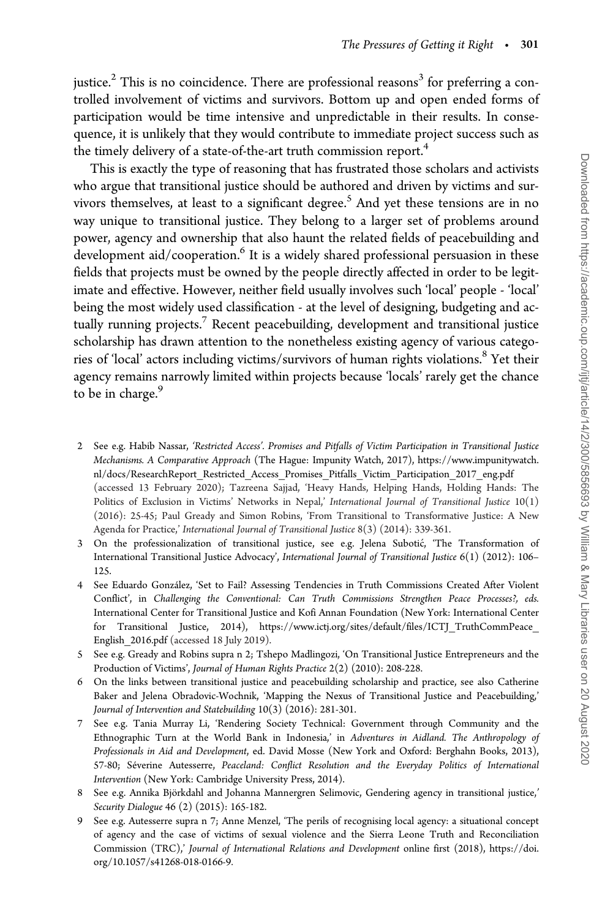justice.[2] This is no coincidence. There are professional reasons[3] for preferring a controlled involvement of victims and survivors. Bottom up and open ended forms of participation would be time intensive and unpredictable in their results. In consequence, it is unlikely that they would contribute to immediate project success such as the timely delivery of a state-of-the-art truth commission report.[4]

This is exactly the type of reasoning that has frustrated those scholars and activists who argue that transitional justice should be authored and driven by victims and survivors themselves, at least to a significant degree.[5] And yet these tensions are in no way unique to transitional justice. They belong to a larger set of problems around power, agency and ownership that also haunt the related fields of peacebuilding and development aid/cooperation.[6] It is a widely shared professional persuasion in these fields that projects must be owned by the people directly affected in order to be legitimate and effective. However, neither field usually involves such 'local' people - 'local' being the most widely used classification - at the level of designing, budgeting and actually running projects.[7] Recent peacebuilding, development and transitional justice scholarship has drawn attention to the nonetheless existing agency of various categories of 'local' actors including victims/survivors of human rights violations.[8] Yet their agency remains narrowly limited within projects because 'locals' rarely get the chance to be in charge.[9]

2 See e.g. Habib Nassar, *'Restricted Access'. Promises and Pitfalls of Victim Participation in Transitional Justice Mechanisms. A Comparative Approach* (The Hague: Impunity Watch, 2017), https://www.impunitywatch.nl/docs/ResearchReport_Restricted_Access_Promises_Pitfalls_Victim_Participation_2017_eng.pdf (accessed 13 February 2020); Tazreena Sajjad, 'Heavy Hands, Helping Hands, Holding Hands: The Politics of Exclusion in Victims' Networks in Nepal,' *International Journal of Transitional Justice* 10(1) (2016): 25-45; Paul Gready and Simon Robins, 'From Transitional to Transformative Justice: A New Agenda for Practice,' *International Journal of Transitional Justice* 8(3) (2014): 339-361.

3 On the professionalization of transitional justice, see e.g. Jelena Subotić, 'The Transformation of International Transitional Justice Advocacy', *International Journal of Transitional Justice* 6(1) (2012): 106–125.

4 See Eduardo González, 'Set to Fail? Assessing Tendencies in Truth Commissions Created After Violent Conflict', in *Challenging the Conventional: Can Truth Commissions Strengthen Peace Processes?, eds.* International Center for Transitional Justice and Kofi Annan Foundation (New York: International Center for Transitional Justice, 2014), https://www.ictj.org/sites/default/files/ICTJ_TruthCommPeace_English_2016.pdf (accessed 18 July 2019).

5 See e.g. Gready and Robins supra n 2; Tshepo Madlingozi, 'On Transitional Justice Entrepreneurs and the Production of Victims', *Journal of Human Rights Practice* 2(2) (2010): 208-228.

6 On the links between transitional justice and peacebuilding scholarship and practice, see also Catherine Baker and Jelena Obradovic-Wochnik, 'Mapping the Nexus of Transitional Justice and Peacebuilding,' *Journal of Intervention and Statebuilding* 10(3) (2016): 281-301.

7 See e.g. Tania Murray Li, 'Rendering Society Technical: Government through Community and the Ethnographic Turn at the World Bank in Indonesia,' in *Adventures in Aidland. The Anthropology of Professionals in Aid and Development*, ed. David Mosse (New York and Oxford: Berghahn Books, 2013), 57-80; Séverine Autesserre, *Peaceland: Conflict Resolution and the Everyday Politics of International Intervention* (New York: Cambridge University Press, 2014).

8 See e.g. Annika Björkdahl and Johanna Mannergren Selimovic, Gendering agency in transitional justice,' *Security Dialogue* 46 (2) (2015): 165-182.

9 See e.g. Autesserre supra n 7; Anne Menzel, 'The perils of recognising local agency: a situational concept of agency and the case of victims of sexual violence and the Sierra Leone Truth and Reconciliation Commission (TRC),' *Journal of International Relations and Development* online first (2018), https://doi.org/10.1057/s41268-018-0166-9.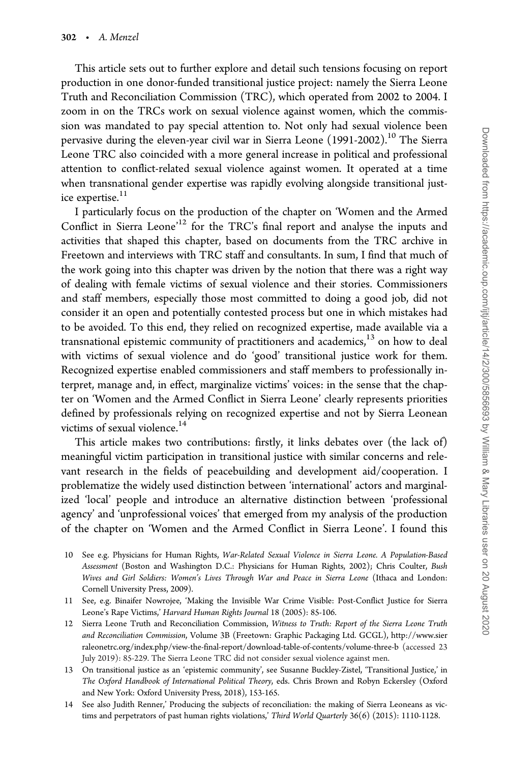This article sets out to further explore and detail such tensions focusing on report production in one donor-funded transitional justice project: namely the Sierra Leone Truth and Reconciliation Commission (TRC), which operated from 2002 to 2004. I zoom in on the TRCs work on sexual violence against women, which the commission was mandated to pay special attention to. Not only had sexual violence been pervasive during the eleven-year civil war in Sierra Leone (1991-2002).[10] The Sierra Leone TRC also coincided with a more general increase in political and professional attention to conflict-related sexual violence against women. It operated at a time when transnational gender expertise was rapidly evolving alongside transitional justice expertise.[11]

I particularly focus on the production of the chapter on 'Women and the Armed Conflict in Sierra Leone'[12] for the TRC's final report and analyse the inputs and activities that shaped this chapter, based on documents from the TRC archive in Freetown and interviews with TRC staff and consultants. In sum, I find that much of the work going into this chapter was driven by the notion that there was a right way of dealing with female victims of sexual violence and their stories. Commissioners and staff members, especially those most committed to doing a good job, did not consider it an open and potentially contested process but one in which mistakes had to be avoided. To this end, they relied on recognized expertise, made available via a transnational epistemic community of practitioners and academics,[13] on how to deal with victims of sexual violence and do 'good' transitional justice work for them. Recognized expertise enabled commissioners and staff members to professionally interpret, manage and, in effect, marginalize victims' voices: in the sense that the chapter on 'Women and the Armed Conflict in Sierra Leone' clearly represents priorities defined by professionals relying on recognized expertise and not by Sierra Leonean victims of sexual violence.[14]

This article makes two contributions: firstly, it links debates over (the lack of) meaningful victim participation in transitional justice with similar concerns and relevant research in the fields of peacebuilding and development aid/cooperation. I problematize the widely used distinction between 'international' actors and marginalized 'local' people and introduce an alternative distinction between 'professional agency' and 'unprofessional voices' that emerged from my analysis of the production of the chapter on 'Women and the Armed Conflict in Sierra Leone'. I found this

10 See e.g. Physicians for Human Rights, *War-Related Sexual Violence in Sierra Leone. A Population-Based Assessment* (Boston and Washington D.C.: Physicians for Human Rights, 2002); Chris Coulter, *Bush Wives and Girl Soldiers: Women's Lives Through War and Peace in Sierra Leone* (Ithaca and London: Cornell University Press, 2009).

11 See, e.g. Binaifer Nowrojee, 'Making the Invisible War Crime Visible: Post-Conflict Justice for Sierra Leone's Rape Victims,' *Harvard Human Rights Journal* 18 (2005): 85-106.

12 Sierra Leone Truth and Reconciliation Commission, *Witness to Truth: Report of the Sierra Leone Truth and Reconciliation Commission*, Volume 3B (Freetown: Graphic Packaging Ltd. GCGL), http://www.sierraleonetrc.org/index.php/view-the-final-report/download-table-of-contents/volume-three-b (accessed 23 July 2019): 85-229. The Sierra Leone TRC did not consider sexual violence against men.

13 On transitional justice as an 'epistemic community', see Susanne Buckley-Zistel, 'Transitional Justice,' in *The Oxford Handbook of International Political Theory*, eds. Chris Brown and Robyn Eckersley (Oxford and New York: Oxford University Press, 2018), 153-165.

14 See also Judith Renner,' Producing the subjects of reconciliation: the making of Sierra Leoneans as victims and perpetrators of past human rights violations,' *Third World Quarterly* 36(6) (2015): 1110-1128.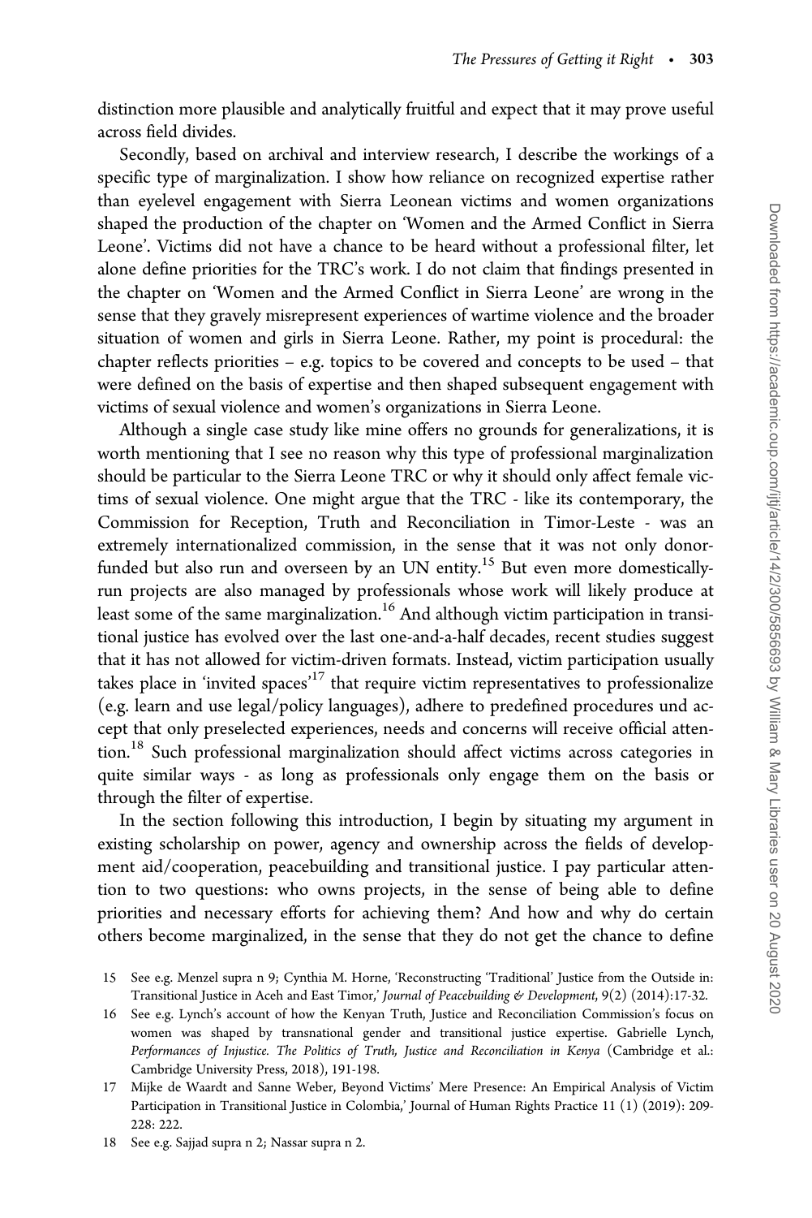distinction more plausible and analytically fruitful and expect that it may prove useful across field divides.

Secondly, based on archival and interview research, I describe the workings of a specific type of marginalization. I show how reliance on recognized expertise rather than eyelevel engagement with Sierra Leonean victims and women organizations shaped the production of the chapter on 'Women and the Armed Conflict in Sierra Leone'. Victims did not have a chance to be heard without a professional filter, let alone define priorities for the TRC's work. I do not claim that findings presented in the chapter on 'Women and the Armed Conflict in Sierra Leone' are wrong in the sense that they gravely misrepresent experiences of wartime violence and the broader situation of women and girls in Sierra Leone. Rather, my point is procedural: the chapter reflects priorities – e.g. topics to be covered and concepts to be used – that were defined on the basis of expertise and then shaped subsequent engagement with victims of sexual violence and women's organizations in Sierra Leone.

Although a single case study like mine offers no grounds for generalizations, it is worth mentioning that I see no reason why this type of professional marginalization should be particular to the Sierra Leone TRC or why it should only affect female victims of sexual violence. One might argue that the TRC - like its contemporary, the Commission for Reception, Truth and Reconciliation in Timor-Leste - was an extremely internationalized commission, in the sense that it was not only donor-funded but also run and overseen by an UN entity.[15] But even more domestically-run projects are also managed by professionals whose work will likely produce at least some of the same marginalization.[16] And although victim participation in transitional justice has evolved over the last one-and-a-half decades, recent studies suggest that it has not allowed for victim-driven formats. Instead, victim participation usually takes place in 'invited spaces'[17] that require victim representatives to professionalize (e.g. learn and use legal/policy languages), adhere to predefined procedures und accept that only preselected experiences, needs and concerns will receive official attention.[18] Such professional marginalization should affect victims across categories in quite similar ways - as long as professionals only engage them on the basis or through the filter of expertise.

In the section following this introduction, I begin by situating my argument in existing scholarship on power, agency and ownership across the fields of development aid/cooperation, peacebuilding and transitional justice. I pay particular attention to two questions: who owns projects, in the sense of being able to define priorities and necessary efforts for achieving them? And how and why do certain others become marginalized, in the sense that they do not get the chance to define

15 See e.g. Menzel supra n 9; Cynthia M. Horne, 'Reconstructing 'Traditional' Justice from the Outside in: Transitional Justice in Aceh and East Timor,' *Journal of Peacebuilding & Development*, 9(2) (2014):17-32.

16 See e.g. Lynch's account of how the Kenyan Truth, Justice and Reconciliation Commission's focus on women was shaped by transnational gender and transitional justice expertise. Gabrielle Lynch, *Performances of Injustice. The Politics of Truth, Justice and Reconciliation in Kenya* (Cambridge et al.: Cambridge University Press, 2018), 191-198.

17 Mijke de Waardt and Sanne Weber, Beyond Victims' Mere Presence: An Empirical Analysis of Victim Participation in Transitional Justice in Colombia,' Journal of Human Rights Practice 11 (1) (2019): 209-228: 222.

18 See e.g. Sajjad supra n 2; Nassar supra n 2.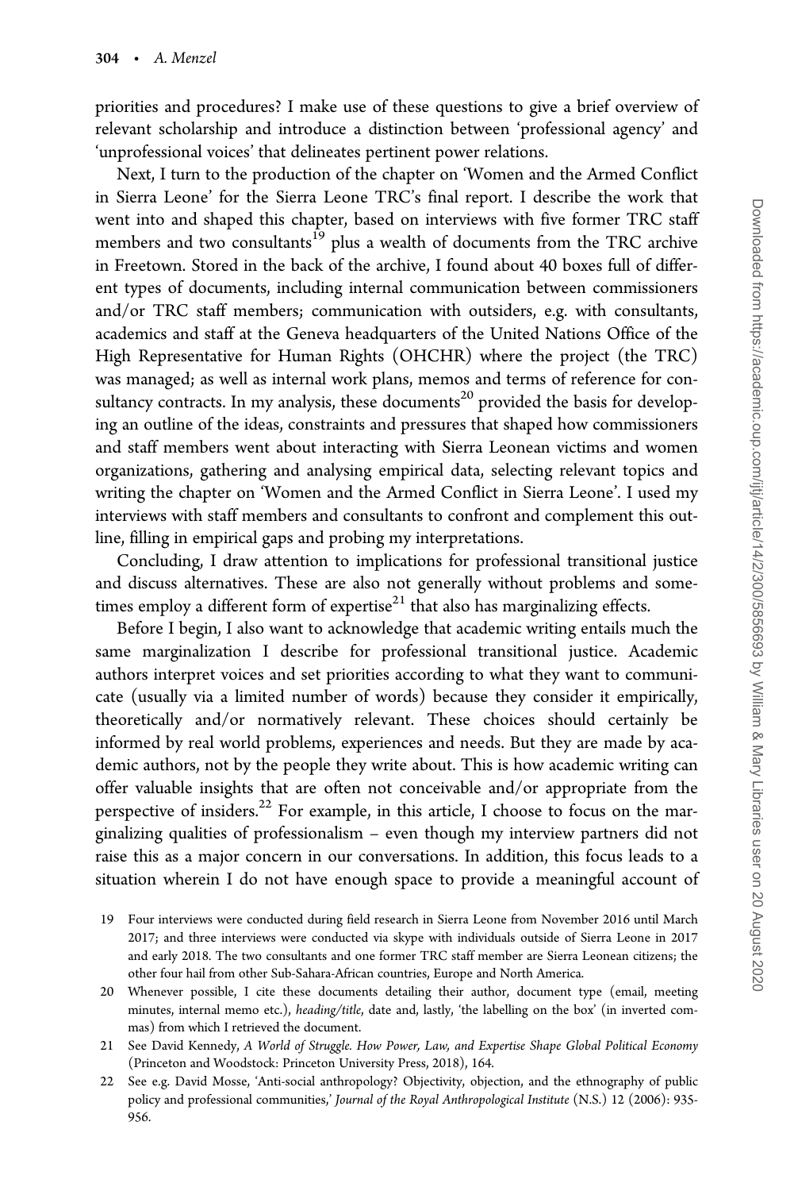priorities and procedures? I make use of these questions to give a brief overview of relevant scholarship and introduce a distinction between 'professional agency' and 'unprofessional voices' that delineates pertinent power relations.

Next, I turn to the production of the chapter on 'Women and the Armed Conflict in Sierra Leone' for the Sierra Leone TRC's final report. I describe the work that went into and shaped this chapter, based on interviews with five former TRC staff members and two consultants[19] plus a wealth of documents from the TRC archive in Freetown. Stored in the back of the archive, I found about 40 boxes full of different types of documents, including internal communication between commissioners and/or TRC staff members; communication with outsiders, e.g. with consultants, academics and staff at the Geneva headquarters of the United Nations Office of the High Representative for Human Rights (OHCHR) where the project (the TRC) was managed; as well as internal work plans, memos and terms of reference for consultancy contracts. In my analysis, these documents[20] provided the basis for developing an outline of the ideas, constraints and pressures that shaped how commissioners and staff members went about interacting with Sierra Leonean victims and women organizations, gathering and analysing empirical data, selecting relevant topics and writing the chapter on 'Women and the Armed Conflict in Sierra Leone'. I used my interviews with staff members and consultants to confront and complement this outline, filling in empirical gaps and probing my interpretations.

Concluding, I draw attention to implications for professional transitional justice and discuss alternatives. These are also not generally without problems and sometimes employ a different form of expertise[21] that also has marginalizing effects.

Before I begin, I also want to acknowledge that academic writing entails much the same marginalization I describe for professional transitional justice. Academic authors interpret voices and set priorities according to what they want to communicate (usually via a limited number of words) because they consider it empirically, theoretically and/or normatively relevant. These choices should certainly be informed by real world problems, experiences and needs. But they are made by academic authors, not by the people they write about. This is how academic writing can offer valuable insights that are often not conceivable and/or appropriate from the perspective of insiders.[22] For example, in this article, I choose to focus on the marginalizing qualities of professionalism – even though my interview partners did not raise this as a major concern in our conversations. In addition, this focus leads to a situation wherein I do not have enough space to provide a meaningful account of

19 Four interviews were conducted during field research in Sierra Leone from November 2016 until March 2017; and three interviews were conducted via skype with individuals outside of Sierra Leone in 2017 and early 2018. The two consultants and one former TRC staff member are Sierra Leonean citizens; the other four hail from other Sub-Sahara-African countries, Europe and North America.

20 Whenever possible, I cite these documents detailing their author, document type (email, meeting minutes, internal memo etc.), *heading/title*, date and, lastly, 'the labelling on the box' (in inverted commas) from which I retrieved the document.

21 See David Kennedy, *A World of Struggle. How Power, Law, and Expertise Shape Global Political Economy* (Princeton and Woodstock: Princeton University Press, 2018), 164.

22 See e.g. David Mosse, 'Anti-social anthropology? Objectivity, objection, and the ethnography of public policy and professional communities,' *Journal of the Royal Anthropological Institute* (N.S.) 12 (2006): 935-956.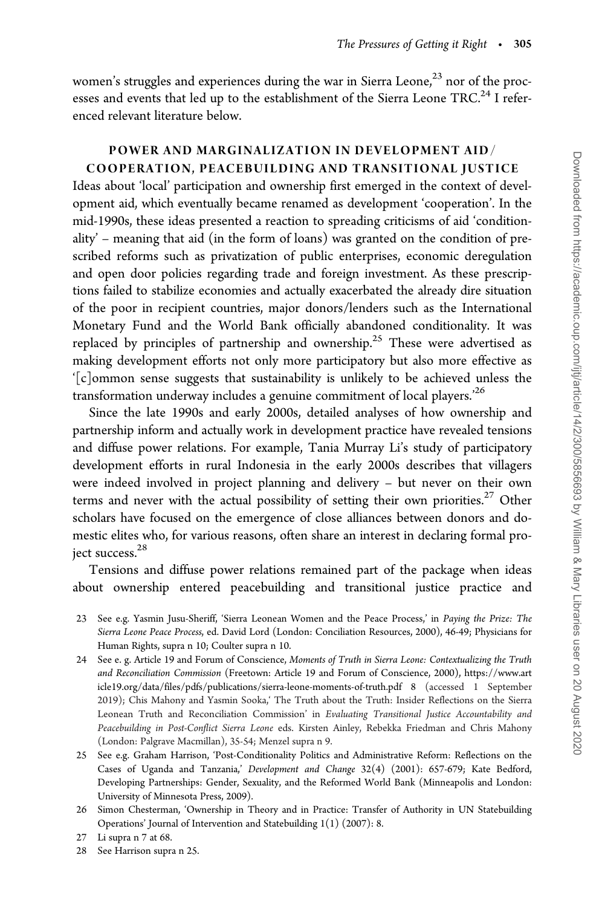women's struggles and experiences during the war in Sierra Leone,[23] nor of the processes and events that led up to the establishment of the Sierra Leone TRC.[24] I referenced relevant literature below.

## POWER AND MARGINALIZATION IN DEVELOPMENT AID/COOPERATION, PEACEBUILDING AND TRANSITIONAL JUSTICE

Ideas about 'local' participation and ownership first emerged in the context of development aid, which eventually became renamed as development 'cooperation'. In the mid-1990s, these ideas presented a reaction to spreading criticisms of aid 'conditionality' – meaning that aid (in the form of loans) was granted on the condition of prescribed reforms such as privatization of public enterprises, economic deregulation and open door policies regarding trade and foreign investment. As these prescriptions failed to stabilize economies and actually exacerbated the already dire situation of the poor in recipient countries, major donors/lenders such as the International Monetary Fund and the World Bank officially abandoned conditionality. It was replaced by principles of partnership and ownership.[25] These were advertised as making development efforts not only more participatory but also more effective as '[c]ommon sense suggests that sustainability is unlikely to be achieved unless the transformation underway includes a genuine commitment of local players.'[26]

Since the late 1990s and early 2000s, detailed analyses of how ownership and partnership inform and actually work in development practice have revealed tensions and diffuse power relations. For example, Tania Murray Li's study of participatory development efforts in rural Indonesia in the early 2000s describes that villagers were indeed involved in project planning and delivery – but never on their own terms and never with the actual possibility of setting their own priorities.[27] Other scholars have focused on the emergence of close alliances between donors and domestic elites who, for various reasons, often share an interest in declaring formal project success.[28]

Tensions and diffuse power relations remained part of the package when ideas about ownership entered peacebuilding and transitional justice practice and

23 See e.g. Yasmin Jusu-Sheriff, 'Sierra Leonean Women and the Peace Process,' in *Paying the Prize: The Sierra Leone Peace Process*, ed. David Lord (London: Conciliation Resources, 2000), 46-49; Physicians for Human Rights, supra n 10; Coulter supra n 10.

24 See e. g. Article 19 and Forum of Conscience, *Moments of Truth in Sierra Leone: Contextualizing the Truth and Reconciliation Commission* (Freetown: Article 19 and Forum of Conscience, 2000), https://www.article19.org/data/files/pdfs/publications/sierra-leone-moments-of-truth.pdf 8 (accessed 1 September 2019); Chis Mahony and Yasmin Sooka,' The Truth about the Truth: Insider Reflections on the Sierra Leonean Truth and Reconciliation Commission' in *Evaluating Transitional Justice Accountability and Peacebuilding in Post-Conflict Sierra Leone* eds. Kirsten Ainley, Rebekka Friedman and Chris Mahony (London: Palgrave Macmillan), 35-54; Menzel supra n 9.

25 See e.g. Graham Harrison, 'Post-Conditionality Politics and Administrative Reform: Reflections on the Cases of Uganda and Tanzania,' *Development and Change* 32(4) (2001): 657-679; Kate Bedford, Developing Partnerships: Gender, Sexuality, and the Reformed World Bank (Minneapolis and London: University of Minnesota Press, 2009).

26 Simon Chesterman, 'Ownership in Theory and in Practice: Transfer of Authority in UN Statebuilding Operations' Journal of Intervention and Statebuilding 1(1) (2007): 8.

27 Li supra n 7 at 68.

28 See Harrison supra n 25.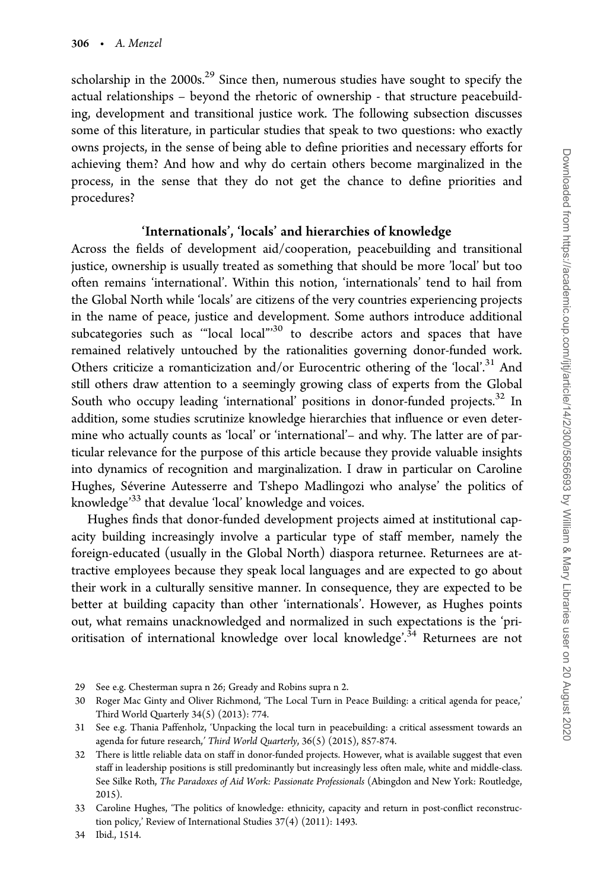scholarship in the 2000s.[29] Since then, numerous studies have sought to specify the actual relationships – beyond the rhetoric of ownership - that structure peacebuilding, development and transitional justice work. The following subsection discusses some of this literature, in particular studies that speak to two questions: who exactly owns projects, in the sense of being able to define priorities and necessary efforts for achieving them? And how and why do certain others become marginalized in the process, in the sense that they do not get the chance to define priorities and procedures?

### 'Internationals', 'locals' and hierarchies of knowledge

Across the fields of development aid/cooperation, peacebuilding and transitional justice, ownership is usually treated as something that should be more 'local' but too often remains 'international'. Within this notion, 'internationals' tend to hail from the Global North while 'locals' are citizens of the very countries experiencing projects in the name of peace, justice and development. Some authors introduce additional subcategories such as '"local local"'[30] to describe actors and spaces that have remained relatively untouched by the rationalities governing donor-funded work. Others criticize a romanticization and/or Eurocentric othering of the 'local'.[31] And still others draw attention to a seemingly growing class of experts from the Global South who occupy leading 'international' positions in donor-funded projects.[32] In addition, some studies scrutinize knowledge hierarchies that influence or even determine who actually counts as 'local' or 'international'– and why. The latter are of particular relevance for the purpose of this article because they provide valuable insights into dynamics of recognition and marginalization. I draw in particular on Caroline Hughes, Séverine Autesserre and Tshepo Madlingozi who analyse' the politics of knowledge'[33] that devalue 'local' knowledge and voices.

Hughes finds that donor-funded development projects aimed at institutional capacity building increasingly involve a particular type of staff member, namely the foreign-educated (usually in the Global North) diaspora returnee. Returnees are attractive employees because they speak local languages and are expected to go about their work in a culturally sensitive manner. In consequence, they are expected to be better at building capacity than other 'internationals'. However, as Hughes points out, what remains unacknowledged and normalized in such expectations is the 'prioritisation of international knowledge over local knowledge'.[34] Returnees are not

29 See e.g. Chesterman supra n 26; Gready and Robins supra n 2.

30 Roger Mac Ginty and Oliver Richmond, 'The Local Turn in Peace Building: a critical agenda for peace,' Third World Quarterly 34(5) (2013): 774.

31 See e.g. Thania Paffenholz, 'Unpacking the local turn in peacebuilding: a critical assessment towards an agenda for future research,' *Third World Quarterly*, 36(5) (2015), 857-874.

32 There is little reliable data on staff in donor-funded projects. However, what is available suggest that even staff in leadership positions is still predominantly but increasingly less often male, white and middle-class. See Silke Roth, *The Paradoxes of Aid Work: Passionate Professionals* (Abingdon and New York: Routledge, 2015).

33 Caroline Hughes, 'The politics of knowledge: ethnicity, capacity and return in post-conflict reconstruction policy,' Review of International Studies 37(4) (2011): 1493.

34 Ibid., 1514.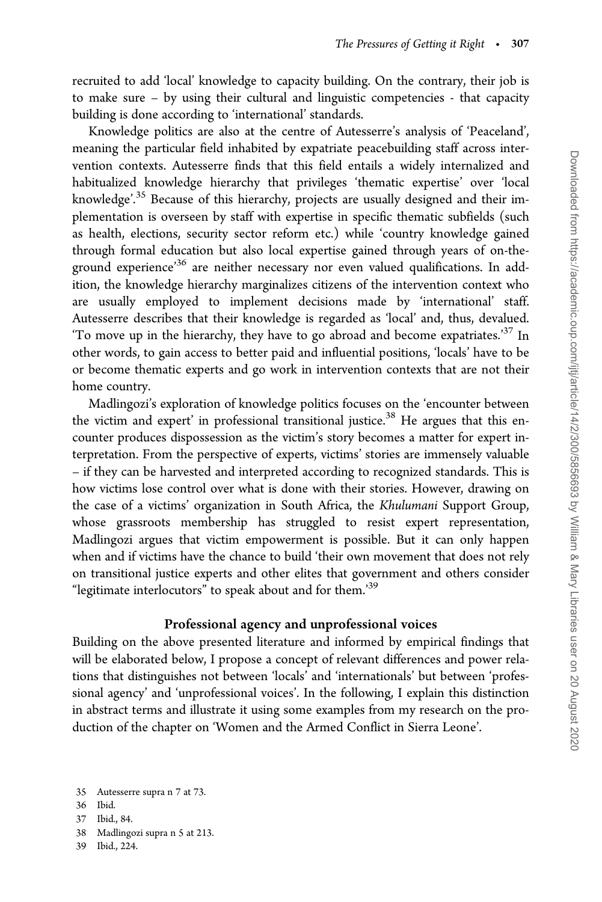recruited to add 'local' knowledge to capacity building. On the contrary, their job is to make sure – by using their cultural and linguistic competencies - that capacity building is done according to 'international' standards.

Knowledge politics are also at the centre of Autesserre's analysis of 'Peaceland', meaning the particular field inhabited by expatriate peacebuilding staff across intervention contexts. Autesserre finds that this field entails a widely internalized and habitualized knowledge hierarchy that privileges 'thematic expertise' over 'local knowledge'.[35] Because of this hierarchy, projects are usually designed and their implementation is overseen by staff with expertise in specific thematic subfields (such as health, elections, security sector reform etc.) while 'country knowledge gained through formal education but also local expertise gained through years of on-the-ground experience'[36] are neither necessary nor even valued qualifications. In addition, the knowledge hierarchy marginalizes citizens of the intervention context who are usually employed to implement decisions made by 'international' staff. Autesserre describes that their knowledge is regarded as 'local' and, thus, devalued. 'To move up in the hierarchy, they have to go abroad and become expatriates.'[37] In other words, to gain access to better paid and influential positions, 'locals' have to be or become thematic experts and go work in intervention contexts that are not their home country.

Madlingozi's exploration of knowledge politics focuses on the 'encounter between the victim and expert' in professional transitional justice.[38] He argues that this encounter produces dispossession as the victim's story becomes a matter for expert interpretation. From the perspective of experts, victims' stories are immensely valuable – if they can be harvested and interpreted according to recognized standards. This is how victims lose control over what is done with their stories. However, drawing on the case of a victims' organization in South Africa, the *Khulumani* Support Group, whose grassroots membership has struggled to resist expert representation, Madlingozi argues that victim empowerment is possible. But it can only happen when and if victims have the chance to build 'their own movement that does not rely on transitional justice experts and other elites that government and others consider "legitimate interlocutors" to speak about and for them.'[39]

## Professional agency and unprofessional voices

Building on the above presented literature and informed by empirical findings that will be elaborated below, I propose a concept of relevant differences and power relations that distinguishes not between 'locals' and 'internationals' but between 'professional agency' and 'unprofessional voices'. In the following, I explain this distinction in abstract terms and illustrate it using some examples from my research on the production of the chapter on 'Women and the Armed Conflict in Sierra Leone'.

35 Autesserre supra n 7 at 73.

36 Ibid.

37 Ibid., 84.

38 Madlingozi supra n 5 at 213.

39 Ibid., 224.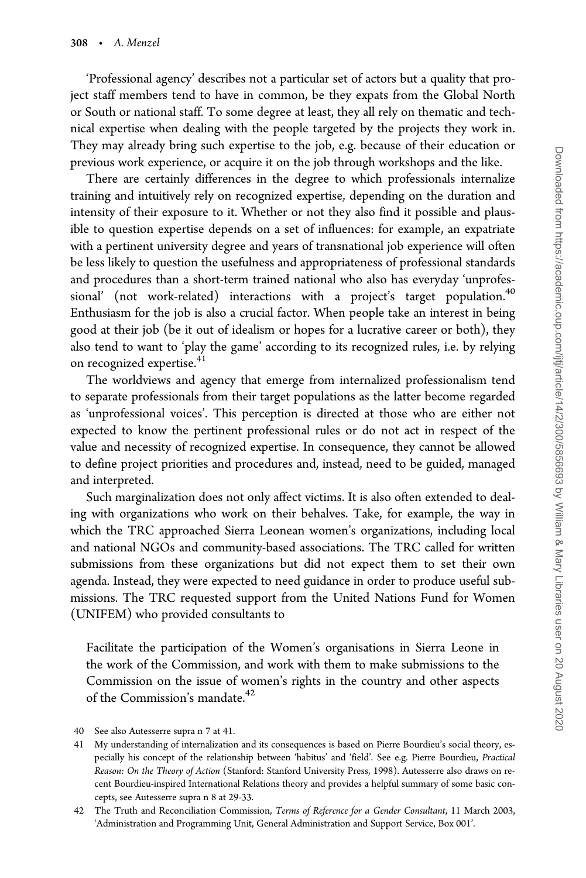'Professional agency' describes not a particular set of actors but a quality that project staff members tend to have in common, be they expats from the Global North or South or national staff. To some degree at least, they all rely on thematic and technical expertise when dealing with the people targeted by the projects they work in. They may already bring such expertise to the job, e.g. because of their education or previous work experience, or acquire it on the job through workshops and the like.

There are certainly differences in the degree to which professionals internalize training and intuitively rely on recognized expertise, depending on the duration and intensity of their exposure to it. Whether or not they also find it possible and plausible to question expertise depends on a set of influences: for example, an expatriate with a pertinent university degree and years of transnational job experience will often be less likely to question the usefulness and appropriateness of professional standards and procedures than a short-term trained national who also has everyday 'unprofessional' (not work-related) interactions with a project's target population.[40] Enthusiasm for the job is also a crucial factor. When people take an interest in being good at their job (be it out of idealism or hopes for a lucrative career or both), they also tend to want to 'play the game' according to its recognized rules, i.e. by relying on recognized expertise.[41]

The worldviews and agency that emerge from internalized professionalism tend to separate professionals from their target populations as the latter become regarded as 'unprofessional voices'. This perception is directed at those who are either not expected to know the pertinent professional rules or do not act in respect of the value and necessity of recognized expertise. In consequence, they cannot be allowed to define project priorities and procedures and, instead, need to be guided, managed and interpreted.

Such marginalization does not only affect victims. It is also often extended to dealing with organizations who work on their behalves. Take, for example, the way in which the TRC approached Sierra Leonean women's organizations, including local and national NGOs and community-based associations. The TRC called for written submissions from these organizations but did not expect them to set their own agenda. Instead, they were expected to need guidance in order to produce useful submissions. The TRC requested support from the United Nations Fund for Women (UNIFEM) who provided consultants to

> Facilitate the participation of the Women's organisations in Sierra Leone in the work of the Commission, and work with them to make submissions to the Commission on the issue of women's rights in the country and other aspects of the Commission's mandate.[42]

40 See also Autesserre supra n 7 at 41.

41 My understanding of internalization and its consequences is based on Pierre Bourdieu's social theory, especially his concept of the relationship between 'habitus' and 'field'. See e.g. Pierre Bourdieu, *Practical Reason: On the Theory of Action* (Stanford: Stanford University Press, 1998). Autesserre also draws on recent Bourdieu-inspired International Relations theory and provides a helpful summary of some basic concepts, see Autesserre supra n 8 at 29-33.

42 The Truth and Reconciliation Commission, *Terms of Reference for a Gender Consultant*, 11 March 2003, 'Administration and Programming Unit, General Administration and Support Service, Box 001'.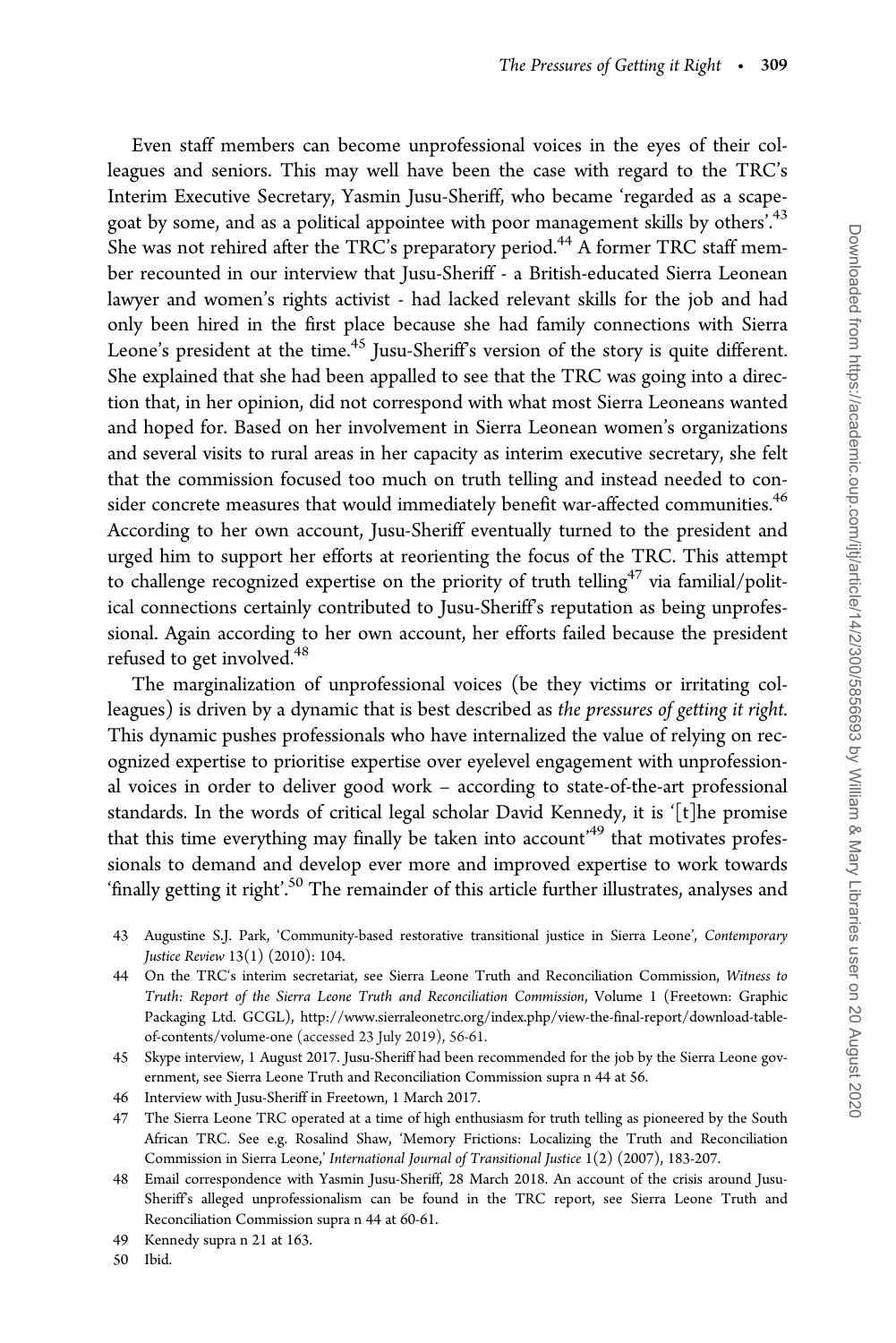Even staff members can become unprofessional voices in the eyes of their colleagues and seniors. This may well have been the case with regard to the TRC's Interim Executive Secretary, Yasmin Jusu-Sheriff, who became 'regarded as a scapegoat by some, and as a political appointee with poor management skills by others'.[43] She was not rehired after the TRC's preparatory period.[44] A former TRC staff member recounted in our interview that Jusu-Sheriff - a British-educated Sierra Leonean lawyer and women's rights activist - had lacked relevant skills for the job and had only been hired in the first place because she had family connections with Sierra Leone's president at the time.[45] Jusu-Sheriff's version of the story is quite different. She explained that she had been appalled to see that the TRC was going into a direction that, in her opinion, did not correspond with what most Sierra Leoneans wanted and hoped for. Based on her involvement in Sierra Leonean women's organizations and several visits to rural areas in her capacity as interim executive secretary, she felt that the commission focused too much on truth telling and instead needed to consider concrete measures that would immediately benefit war-affected communities.[46] According to her own account, Jusu-Sheriff eventually turned to the president and urged him to support her efforts at reorienting the focus of the TRC. This attempt to challenge recognized expertise on the priority of truth telling[47] via familial/political connections certainly contributed to Jusu-Sheriff's reputation as being unprofessional. Again according to her own account, her efforts failed because the president refused to get involved.[48]

The marginalization of unprofessional voices (be they victims or irritating colleagues) is driven by a dynamic that is best described as *the pressures of getting it right*. This dynamic pushes professionals who have internalized the value of relying on recognized expertise to prioritise expertise over eyelevel engagement with unprofessional voices in order to deliver good work – according to state-of-the-art professional standards. In the words of critical legal scholar David Kennedy, it is '[t]he promise that this time everything may finally be taken into account'[49] that motivates professionals to demand and develop ever more and improved expertise to work towards 'finally getting it right'.[50] The remainder of this article further illustrates, analyses and

43 Augustine S.J. Park, 'Community-based restorative transitional justice in Sierra Leone', *Contemporary Justice Review* 13(1) (2010): 104.

44 On the TRC's interim secretariat, see Sierra Leone Truth and Reconciliation Commission, *Witness to Truth: Report of the Sierra Leone Truth and Reconciliation Commission*, Volume 1 (Freetown: Graphic Packaging Ltd. GCGL), http://www.sierraleonetrc.org/index.php/view-the-final-report/download-table-of-contents/volume-one (accessed 23 July 2019), 56-61.

45 Skype interview, 1 August 2017. Jusu-Sheriff had been recommended for the job by the Sierra Leone government, see Sierra Leone Truth and Reconciliation Commission supra n 44 at 56.

46 Interview with Jusu-Sheriff in Freetown, 1 March 2017.

47 The Sierra Leone TRC operated at a time of high enthusiasm for truth telling as pioneered by the South African TRC. See e.g. Rosalind Shaw, 'Memory Frictions: Localizing the Truth and Reconciliation Commission in Sierra Leone,' *International Journal of Transitional Justice* 1(2) (2007), 183-207.

48 Email correspondence with Yasmin Jusu-Sheriff, 28 March 2018. An account of the crisis around Jusu-Sheriff's alleged unprofessionalism can be found in the TRC report, see Sierra Leone Truth and Reconciliation Commission supra n 44 at 60-61.

49 Kennedy supra n 21 at 163.

50 Ibid.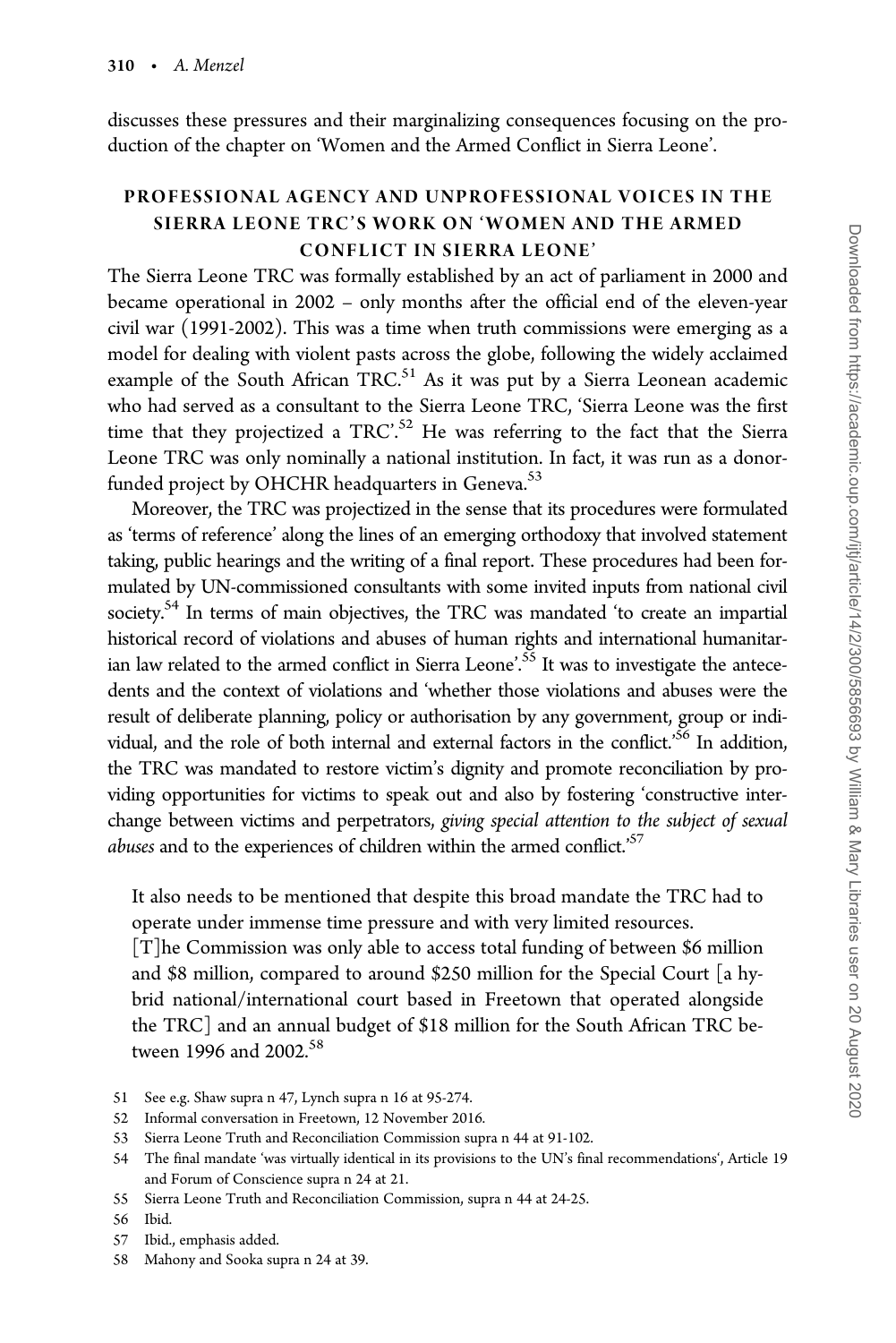discusses these pressures and their marginalizing consequences focusing on the production of the chapter on 'Women and the Armed Conflict in Sierra Leone'.

## PROFESSIONAL AGENCY AND UNPROFESSIONAL VOICES IN THE SIERRA LEONE TRC'S WORK ON 'WOMEN AND THE ARMED CONFLICT IN SIERRA LEONE'

The Sierra Leone TRC was formally established by an act of parliament in 2000 and became operational in 2002 – only months after the official end of the eleven-year civil war (1991-2002). This was a time when truth commissions were emerging as a model for dealing with violent pasts across the globe, following the widely acclaimed example of the South African TRC.[51] As it was put by a Sierra Leonean academic who had served as a consultant to the Sierra Leone TRC, 'Sierra Leone was the first time that they projectized a TRC'.[52] He was referring to the fact that the Sierra Leone TRC was only nominally a national institution. In fact, it was run as a donor-funded project by OHCHR headquarters in Geneva.[53]

Moreover, the TRC was projectized in the sense that its procedures were formulated as 'terms of reference' along the lines of an emerging orthodoxy that involved statement taking, public hearings and the writing of a final report. These procedures had been formulated by UN-commissioned consultants with some invited inputs from national civil society.[54] In terms of main objectives, the TRC was mandated 'to create an impartial historical record of violations and abuses of human rights and international humanitarian law related to the armed conflict in Sierra Leone'.[55] It was to investigate the antecedents and the context of violations and 'whether those violations and abuses were the result of deliberate planning, policy or authorisation by any government, group or individual, and the role of both internal and external factors in the conflict.'[56] In addition, the TRC was mandated to restore victim's dignity and promote reconciliation by providing opportunities for victims to speak out and also by fostering 'constructive interchange between victims and perpetrators, *giving special attention to the subject of sexual abuses* and to the experiences of children within the armed conflict.'[57]

> It also needs to be mentioned that despite this broad mandate the TRC had to operate under immense time pressure and with very limited resources.
> [T]he Commission was only able to access total funding of between \$6 million and \$8 million, compared to around \$250 million for the Special Court [a hybrid national/international court based in Freetown that operated alongside the TRC] and an annual budget of \$18 million for the South African TRC between 1996 and 2002.[58]

51 See e.g. Shaw supra n 47, Lynch supra n 16 at 95-274.

52 Informal conversation in Freetown, 12 November 2016.

53 Sierra Leone Truth and Reconciliation Commission supra n 44 at 91-102.

54 The final mandate 'was virtually identical in its provisions to the UN's final recommendations', Article 19 and Forum of Conscience supra n 24 at 21.

55 Sierra Leone Truth and Reconciliation Commission, supra n 44 at 24-25.

56 Ibid.

57 Ibid., emphasis added.

58 Mahony and Sooka supra n 24 at 39.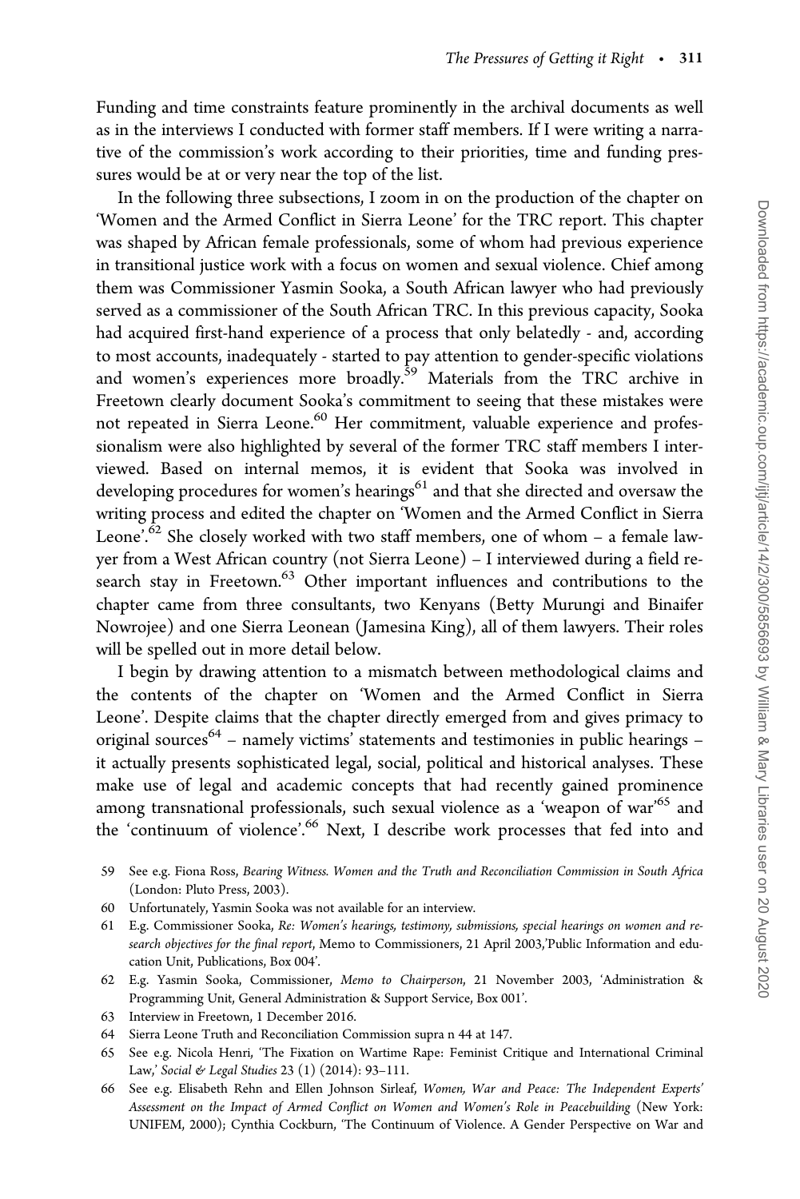Funding and time constraints feature prominently in the archival documents as well as in the interviews I conducted with former staff members. If I were writing a narrative of the commission's work according to their priorities, time and funding pressures would be at or very near the top of the list.

In the following three subsections, I zoom in on the production of the chapter on 'Women and the Armed Conflict in Sierra Leone' for the TRC report. This chapter was shaped by African female professionals, some of whom had previous experience in transitional justice work with a focus on women and sexual violence. Chief among them was Commissioner Yasmin Sooka, a South African lawyer who had previously served as a commissioner of the South African TRC. In this previous capacity, Sooka had acquired first-hand experience of a process that only belatedly - and, according to most accounts, inadequately - started to pay attention to gender-specific violations and women's experiences more broadly.[59] Materials from the TRC archive in Freetown clearly document Sooka's commitment to seeing that these mistakes were not repeated in Sierra Leone.[60] Her commitment, valuable experience and professionalism were also highlighted by several of the former TRC staff members I interviewed. Based on internal memos, it is evident that Sooka was involved in developing procedures for women's hearings[61] and that she directed and oversaw the writing process and edited the chapter on 'Women and the Armed Conflict in Sierra Leone'.[62] She closely worked with two staff members, one of whom – a female lawyer from a West African country (not Sierra Leone) – I interviewed during a field research stay in Freetown.[63] Other important influences and contributions to the chapter came from three consultants, two Kenyans (Betty Murungi and Binaifer Nowrojee) and one Sierra Leonean (Jamesina King), all of them lawyers. Their roles will be spelled out in more detail below.

I begin by drawing attention to a mismatch between methodological claims and the contents of the chapter on 'Women and the Armed Conflict in Sierra Leone'. Despite claims that the chapter directly emerged from and gives primacy to original sources[64] – namely victims' statements and testimonies in public hearings – it actually presents sophisticated legal, social, political and historical analyses. These make use of legal and academic concepts that had recently gained prominence among transnational professionals, such sexual violence as a 'weapon of war'[65] and the 'continuum of violence'.[66] Next, I describe work processes that fed into and

59 See e.g. Fiona Ross, *Bearing Witness. Women and the Truth and Reconciliation Commission in South Africa* (London: Pluto Press, 2003).

60 Unfortunately, Yasmin Sooka was not available for an interview.

61 E.g. Commissioner Sooka, *Re: Women's hearings, testimony, submissions, special hearings on women and research objectives for the final report*, Memo to Commissioners, 21 April 2003,'Public Information and education Unit, Publications, Box 004'.

62 E.g. Yasmin Sooka, Commissioner, *Memo to Chairperson*, 21 November 2003, 'Administration & Programming Unit, General Administration & Support Service, Box 001'.

63 Interview in Freetown, 1 December 2016.

64 Sierra Leone Truth and Reconciliation Commission supra n 44 at 147.

65 See e.g. Nicola Henri, 'The Fixation on Wartime Rape: Feminist Critique and International Criminal Law,' *Social & Legal Studies* 23 (1) (2014): 93–111.

66 See e.g. Elisabeth Rehn and Ellen Johnson Sirleaf, *Women, War and Peace: The Independent Experts' Assessment on the Impact of Armed Conflict on Women and Women's Role in Peacebuilding* (New York: UNIFEM, 2000); Cynthia Cockburn, 'The Continuum of Violence. A Gender Perspective on War and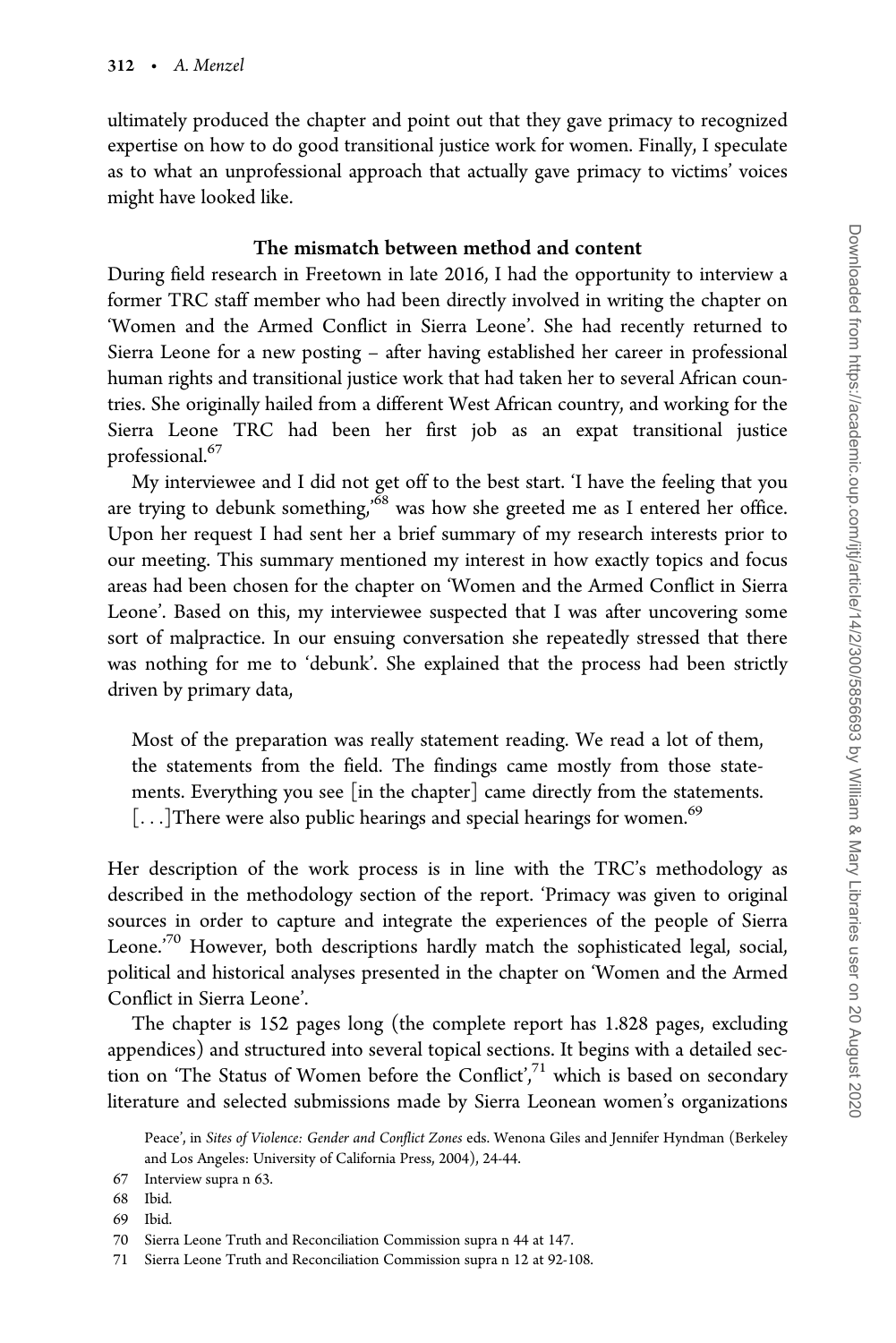ultimately produced the chapter and point out that they gave primacy to recognized expertise on how to do good transitional justice work for women. Finally, I speculate as to what an unprofessional approach that actually gave primacy to victims' voices might have looked like.

## The mismatch between method and content

During field research in Freetown in late 2016, I had the opportunity to interview a former TRC staff member who had been directly involved in writing the chapter on 'Women and the Armed Conflict in Sierra Leone'. She had recently returned to Sierra Leone for a new posting – after having established her career in professional human rights and transitional justice work that had taken her to several African countries. She originally hailed from a different West African country, and working for the Sierra Leone TRC had been her first job as an expat transitional justice professional.[67]

My interviewee and I did not get off to the best start. 'I have the feeling that you are trying to debunk something,'[68] was how she greeted me as I entered her office. Upon her request I had sent her a brief summary of my research interests prior to our meeting. This summary mentioned my interest in how exactly topics and focus areas had been chosen for the chapter on 'Women and the Armed Conflict in Sierra Leone'. Based on this, my interviewee suspected that I was after uncovering some sort of malpractice. In our ensuing conversation she repeatedly stressed that there was nothing for me to 'debunk'. She explained that the process had been strictly driven by primary data,

> Most of the preparation was really statement reading. We read a lot of them, the statements from the field. The findings came mostly from those statements. Everything you see [in the chapter] came directly from the statements. [. . .]There were also public hearings and special hearings for women.[69]

Her description of the work process is in line with the TRC's methodology as described in the methodology section of the report. 'Primacy was given to original sources in order to capture and integrate the experiences of the people of Sierra Leone.'[70] However, both descriptions hardly match the sophisticated legal, social, political and historical analyses presented in the chapter on 'Women and the Armed Conflict in Sierra Leone'.

The chapter is 152 pages long (the complete report has 1.828 pages, excluding appendices) and structured into several topical sections. It begins with a detailed section on 'The Status of Women before the Conflict',[71] which is based on secondary literature and selected submissions made by Sierra Leonean women's organizations

Peace', in *Sites of Violence: Gender and Conflict Zones* eds. Wenona Giles and Jennifer Hyndman (Berkeley and Los Angeles: University of California Press, 2004), 24-44.

67 Interview supra n 63.

68 Ibid.

69 Ibid.

70 Sierra Leone Truth and Reconciliation Commission supra n 44 at 147.

71 Sierra Leone Truth and Reconciliation Commission supra n 12 at 92-108.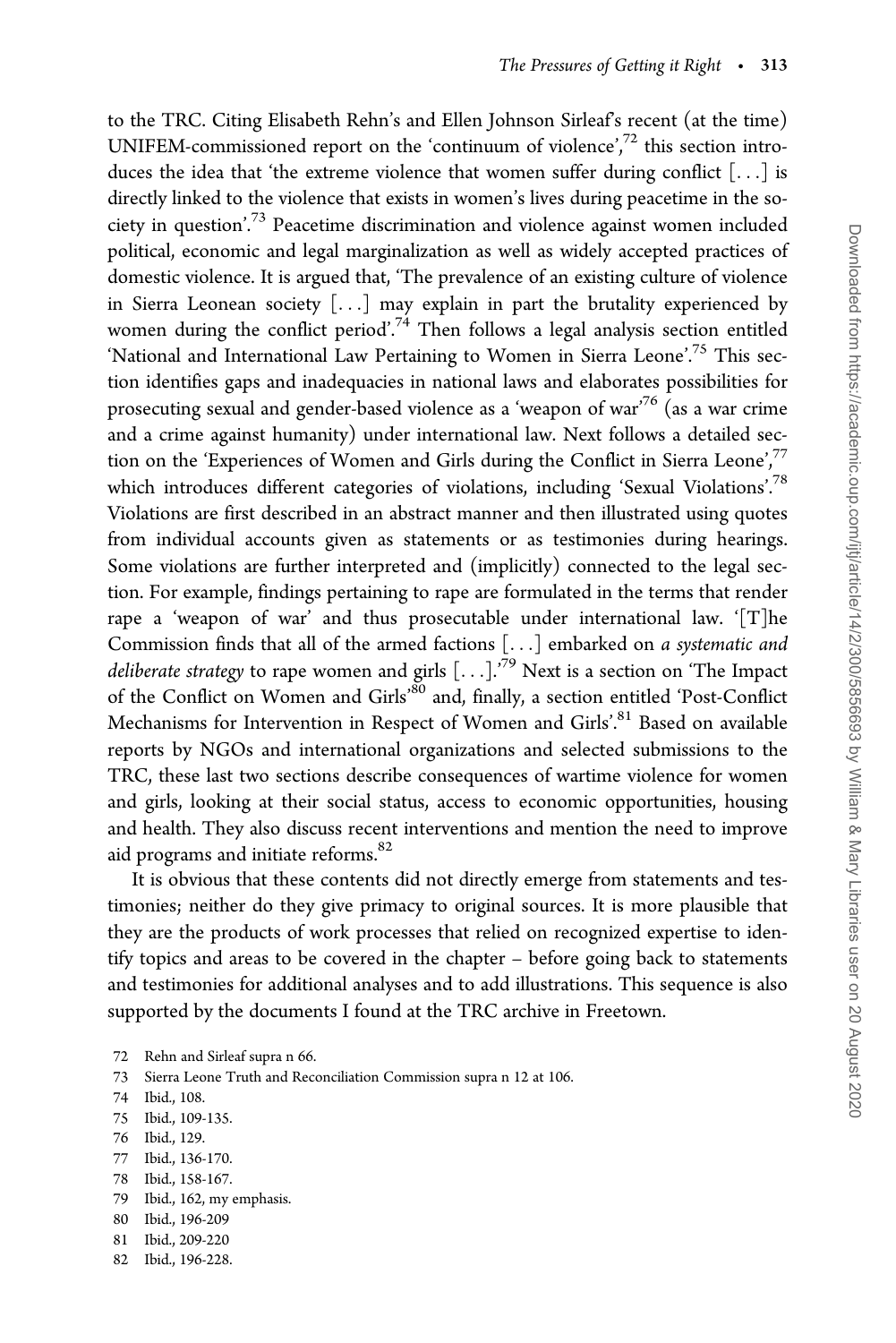to the TRC. Citing Elisabeth Rehn's and Ellen Johnson Sirleaf's recent (at the time) UNIFEM-commissioned report on the 'continuum of violence',[72] this section introduces the idea that 'the extreme violence that women suffer during conflict [. . .] is directly linked to the violence that exists in women's lives during peacetime in the society in question'.[73] Peacetime discrimination and violence against women included political, economic and legal marginalization as well as widely accepted practices of domestic violence. It is argued that, 'The prevalence of an existing culture of violence in Sierra Leonean society [. . .] may explain in part the brutality experienced by women during the conflict period'.[74] Then follows a legal analysis section entitled 'National and International Law Pertaining to Women in Sierra Leone'.[75] This section identifies gaps and inadequacies in national laws and elaborates possibilities for prosecuting sexual and gender-based violence as a 'weapon of war'[76] (as a war crime and a crime against humanity) under international law. Next follows a detailed section on the 'Experiences of Women and Girls during the Conflict in Sierra Leone',[77] which introduces different categories of violations, including 'Sexual Violations'.[78] Violations are first described in an abstract manner and then illustrated using quotes from individual accounts given as statements or as testimonies during hearings. Some violations are further interpreted and (implicitly) connected to the legal section. For example, findings pertaining to rape are formulated in the terms that render rape a 'weapon of war' and thus prosecutable under international law. '[T]he Commission finds that all of the armed factions [. . .] embarked on *a systematic and deliberate strategy* to rape women and girls [. . .].'[79] Next is a section on 'The Impact of the Conflict on Women and Girls'[80] and, finally, a section entitled 'Post-Conflict Mechanisms for Intervention in Respect of Women and Girls'.[81] Based on available reports by NGOs and international organizations and selected submissions to the TRC, these last two sections describe consequences of wartime violence for women and girls, looking at their social status, access to economic opportunities, housing and health. They also discuss recent interventions and mention the need to improve aid programs and initiate reforms.[82]

It is obvious that these contents did not directly emerge from statements and testimonies; neither do they give primacy to original sources. It is more plausible that they are the products of work processes that relied on recognized expertise to identify topics and areas to be covered in the chapter – before going back to statements and testimonies for additional analyses and to add illustrations. This sequence is also supported by the documents I found at the TRC archive in Freetown.

72 Rehn and Sirleaf supra n 66.

73 Sierra Leone Truth and Reconciliation Commission supra n 12 at 106.

74 Ibid., 108.

75 Ibid., 109-135.

76 Ibid., 129.

77 Ibid., 136-170.

78 Ibid., 158-167.

79 Ibid., 162, my emphasis.

80 Ibid., 196-209

81 Ibid., 209-220

82 Ibid., 196-228.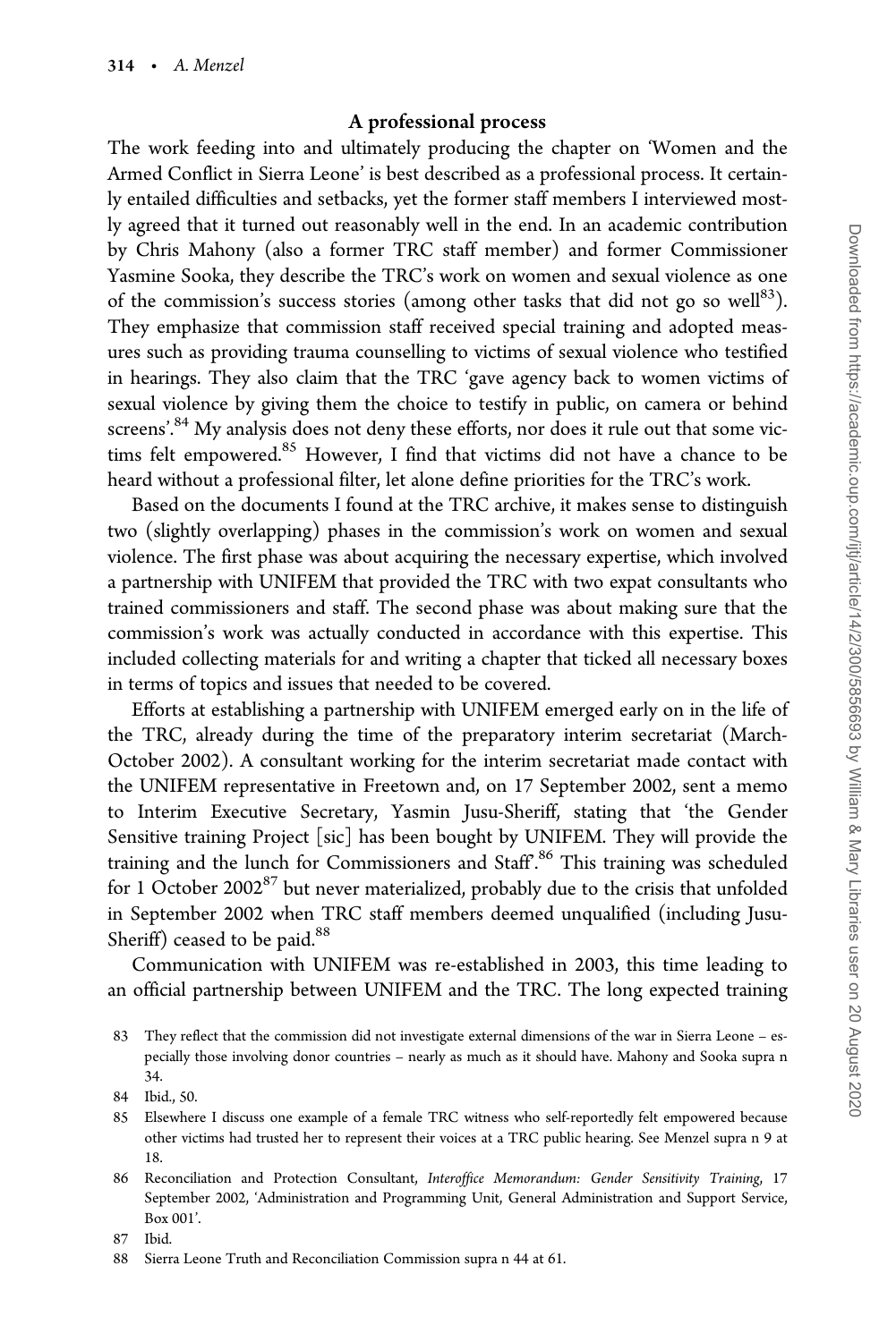## A professional process

The work feeding into and ultimately producing the chapter on 'Women and the Armed Conflict in Sierra Leone' is best described as a professional process. It certainly entailed difficulties and setbacks, yet the former staff members I interviewed mostly agreed that it turned out reasonably well in the end. In an academic contribution by Chris Mahony (also a former TRC staff member) and former Commissioner Yasmine Sooka, they describe the TRC's work on women and sexual violence as one of the commission's success stories (among other tasks that did not go so well[83]). They emphasize that commission staff received special training and adopted measures such as providing trauma counselling to victims of sexual violence who testified in hearings. They also claim that the TRC 'gave agency back to women victims of sexual violence by giving them the choice to testify in public, on camera or behind screens'.[84] My analysis does not deny these efforts, nor does it rule out that some victims felt empowered.[85] However, I find that victims did not have a chance to be heard without a professional filter, let alone define priorities for the TRC's work.

Based on the documents I found at the TRC archive, it makes sense to distinguish two (slightly overlapping) phases in the commission's work on women and sexual violence. The first phase was about acquiring the necessary expertise, which involved a partnership with UNIFEM that provided the TRC with two expat consultants who trained commissioners and staff. The second phase was about making sure that the commission's work was actually conducted in accordance with this expertise. This included collecting materials for and writing a chapter that ticked all necessary boxes in terms of topics and issues that needed to be covered.

Efforts at establishing a partnership with UNIFEM emerged early on in the life of the TRC, already during the time of the preparatory interim secretariat (March-October 2002). A consultant working for the interim secretariat made contact with the UNIFEM representative in Freetown and, on 17 September 2002, sent a memo to Interim Executive Secretary, Yasmin Jusu-Sheriff, stating that 'the Gender Sensitive training Project [sic] has been bought by UNIFEM. They will provide the training and the lunch for Commissioners and Staff'.[86] This training was scheduled for 1 October 2002[87] but never materialized, probably due to the crisis that unfolded in September 2002 when TRC staff members deemed unqualified (including Jusu-Sheriff) ceased to be paid.[88]

Communication with UNIFEM was re-established in 2003, this time leading to an official partnership between UNIFEM and the TRC. The long expected training

83 They reflect that the commission did not investigate external dimensions of the war in Sierra Leone – especially those involving donor countries – nearly as much as it should have. Mahony and Sooka supra n 34.

84 Ibid., 50.

85 Elsewhere I discuss one example of a female TRC witness who self-reportedly felt empowered because other victims had trusted her to represent their voices at a TRC public hearing. See Menzel supra n 9 at 18.

86 Reconciliation and Protection Consultant, *Interoffice Memorandum: Gender Sensitivity Training*, 17 September 2002, 'Administration and Programming Unit, General Administration and Support Service, Box 001'.

87 Ibid.

88 Sierra Leone Truth and Reconciliation Commission supra n 44 at 61.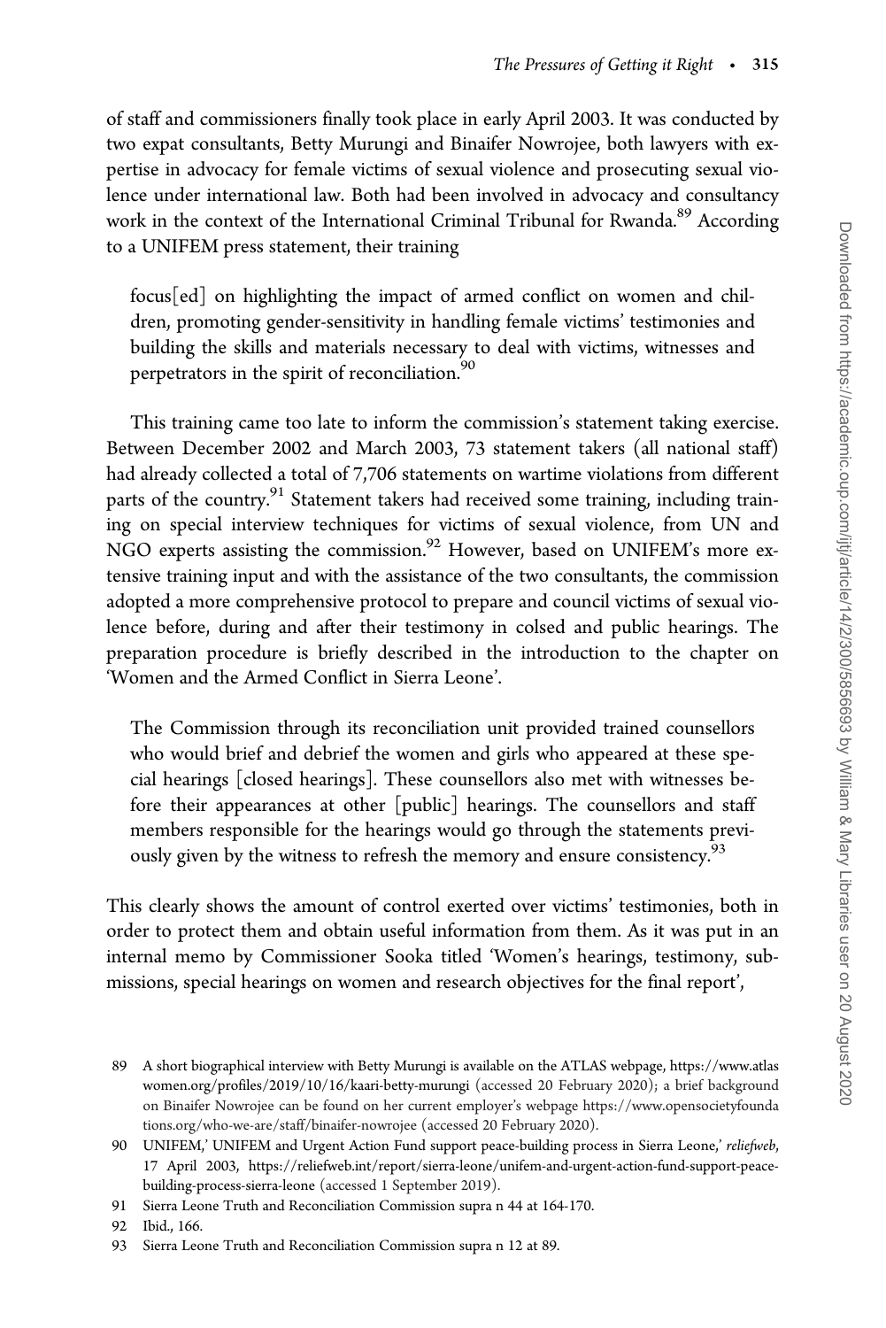of staff and commissioners finally took place in early April 2003. It was conducted by two expat consultants, Betty Murungi and Binaifer Nowrojee, both lawyers with expertise in advocacy for female victims of sexual violence and prosecuting sexual violence under international law. Both had been involved in advocacy and consultancy work in the context of the International Criminal Tribunal for Rwanda.[89] According to a UNIFEM press statement, their training

> focus[ed] on highlighting the impact of armed conflict on women and children, promoting gender-sensitivity in handling female victims' testimonies and building the skills and materials necessary to deal with victims, witnesses and perpetrators in the spirit of reconciliation.[90]

This training came too late to inform the commission's statement taking exercise. Between December 2002 and March 2003, 73 statement takers (all national staff) had already collected a total of 7,706 statements on wartime violations from different parts of the country.[91] Statement takers had received some training, including training on special interview techniques for victims of sexual violence, from UN and NGO experts assisting the commission.[92] However, based on UNIFEM's more extensive training input and with the assistance of the two consultants, the commission adopted a more comprehensive protocol to prepare and council victims of sexual violence before, during and after their testimony in colsed and public hearings. The preparation procedure is briefly described in the introduction to the chapter on 'Women and the Armed Conflict in Sierra Leone'.

> The Commission through its reconciliation unit provided trained counsellors who would brief and debrief the women and girls who appeared at these special hearings [closed hearings]. These counsellors also met with witnesses before their appearances at other [public] hearings. The counsellors and staff members responsible for the hearings would go through the statements previously given by the witness to refresh the memory and ensure consistency.[93]

This clearly shows the amount of control exerted over victims' testimonies, both in order to protect them and obtain useful information from them. As it was put in an internal memo by Commissioner Sooka titled 'Women's hearings, testimony, submissions, special hearings on women and research objectives for the final report',

---

89 A short biographical interview with Betty Murungi is available on the ATLAS webpage, https://www.atlaswomen.org/profiles/2019/10/16/kaari-betty-murungi (accessed 20 February 2020); a brief background on Binaifer Nowrojee can be found on her current employer's webpage https://www.opensocietyfoundations.org/who-we-are/staff/binaifer-nowrojee (accessed 20 February 2020).

90 UNIFEM,' UNIFEM and Urgent Action Fund support peace-building process in Sierra Leone,' *reliefweb*, 17 April 2003, https://reliefweb.int/report/sierra-leone/unifem-and-urgent-action-fund-support-peace-building-process-sierra-leone (accessed 1 September 2019).

91 Sierra Leone Truth and Reconciliation Commission supra n 44 at 164-170.

92 Ibid., 166.

93 Sierra Leone Truth and Reconciliation Commission supra n 12 at 89.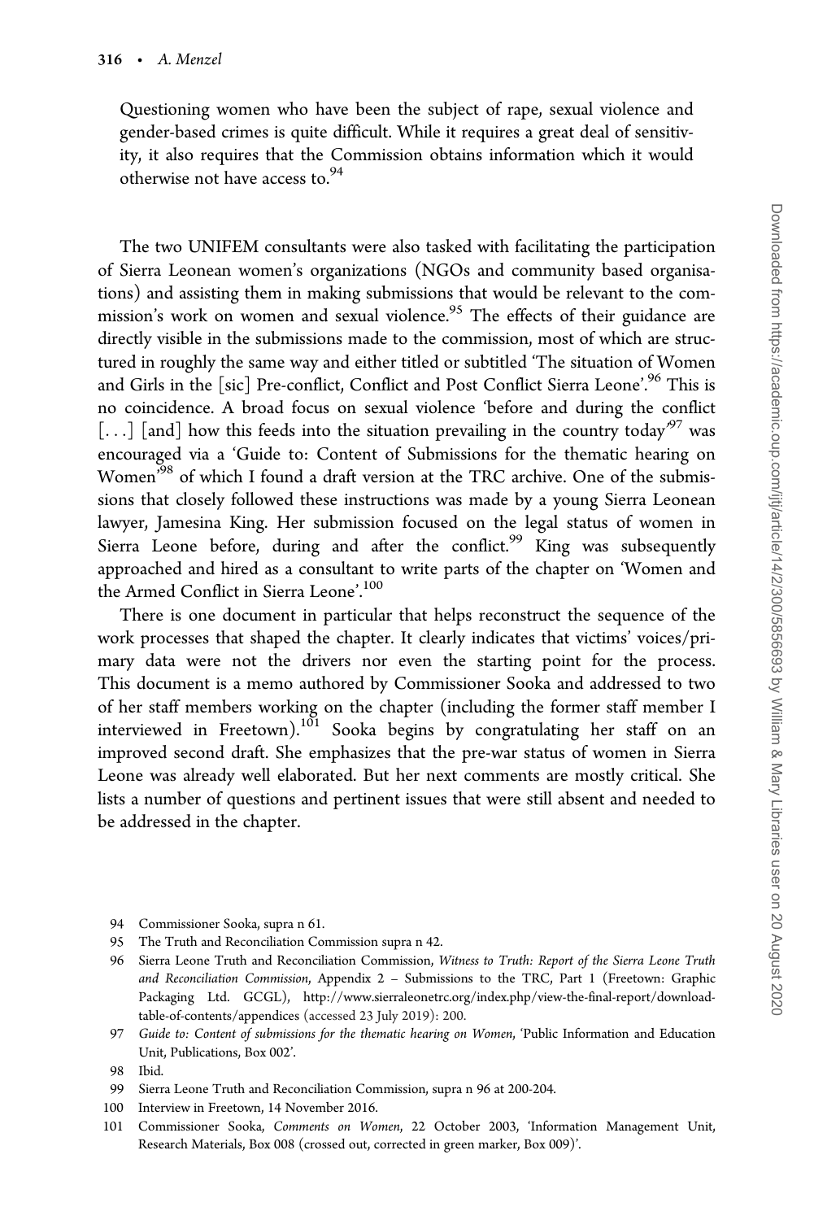> Questioning women who have been the subject of rape, sexual violence and gender-based crimes is quite difficult. While it requires a great deal of sensitivity, it also requires that the Commission obtains information which it would otherwise not have access to.[94]

The two UNIFEM consultants were also tasked with facilitating the participation of Sierra Leonean women's organizations (NGOs and community based organisations) and assisting them in making submissions that would be relevant to the commission's work on women and sexual violence.[95] The effects of their guidance are directly visible in the submissions made to the commission, most of which are structured in roughly the same way and either titled or subtitled 'The situation of Women and Girls in the [sic] Pre-conflict, Conflict and Post Conflict Sierra Leone'.[96] This is no coincidence. A broad focus on sexual violence 'before and during the conflict [...] [and] how this feeds into the situation prevailing in the country today'[97] was encouraged via a 'Guide to: Content of Submissions for the thematic hearing on Women'[98] of which I found a draft version at the TRC archive. One of the submissions that closely followed these instructions was made by a young Sierra Leonean lawyer, Jamesina King. Her submission focused on the legal status of women in Sierra Leone before, during and after the conflict.[99] King was subsequently approached and hired as a consultant to write parts of the chapter on 'Women and the Armed Conflict in Sierra Leone'.[100]

There is one document in particular that helps reconstruct the sequence of the work processes that shaped the chapter. It clearly indicates that victims' voices/primary data were not the drivers nor even the starting point for the process. This document is a memo authored by Commissioner Sooka and addressed to two of her staff members working on the chapter (including the former staff member I interviewed in Freetown).[101] Sooka begins by congratulating her staff on an improved second draft. She emphasizes that the pre-war status of women in Sierra Leone was already well elaborated. But her next comments are mostly critical. She lists a number of questions and pertinent issues that were still absent and needed to be addressed in the chapter.

94 Commissioner Sooka, supra n 61.

95 The Truth and Reconciliation Commission supra n 42.

96 Sierra Leone Truth and Reconciliation Commission, *Witness to Truth: Report of the Sierra Leone Truth and Reconciliation Commission*, Appendix 2 – Submissions to the TRC, Part 1 (Freetown: Graphic Packaging Ltd. GCGL), http://www.sierraleonetrc.org/index.php/view-the-final-report/download-table-of-contents/appendices (accessed 23 July 2019): 200.

97 *Guide to: Content of submissions for the thematic hearing on Women*, 'Public Information and Education Unit, Publications, Box 002'.

98 Ibid.

99 Sierra Leone Truth and Reconciliation Commission, supra n 96 at 200-204.

100 Interview in Freetown, 14 November 2016.

101 Commissioner Sooka, *Comments on Women*, 22 October 2003, 'Information Management Unit, Research Materials, Box 008 (crossed out, corrected in green marker, Box 009)'.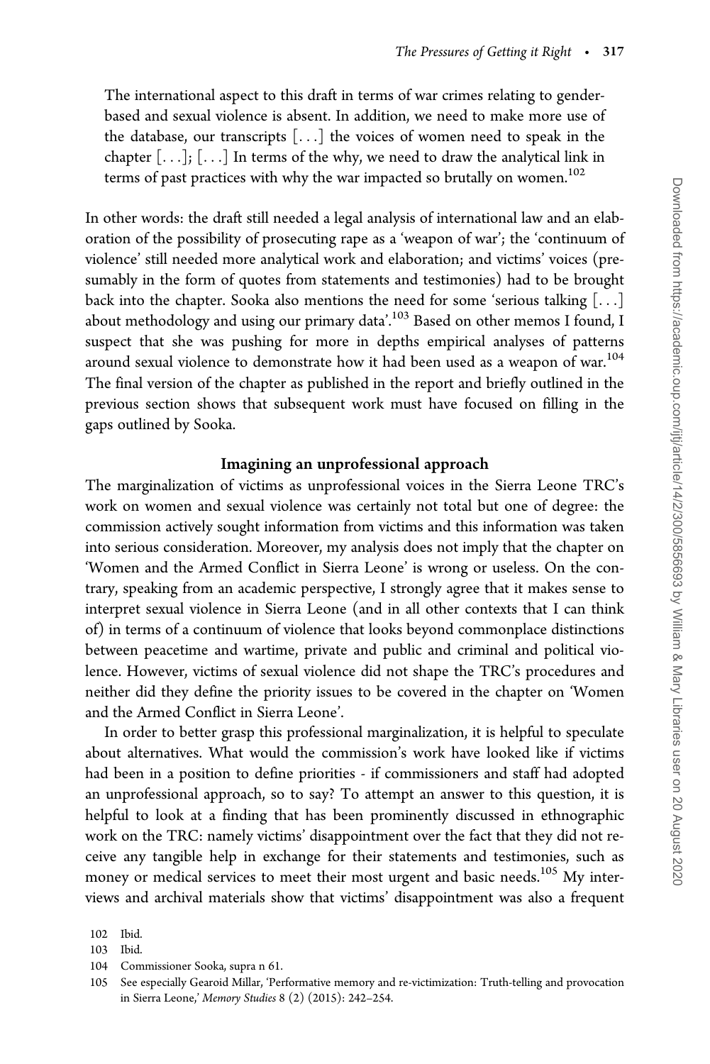> The international aspect to this draft in terms of war crimes relating to gender-based and sexual violence is absent. In addition, we need to make more use of the database, our transcripts [...] the voices of women need to speak in the chapter [...]; [...] In terms of the why, we need to draw the analytical link in terms of past practices with why the war impacted so brutally on women.[102]

In other words: the draft still needed a legal analysis of international law and an elaboration of the possibility of prosecuting rape as a 'weapon of war'; the 'continuum of violence' still needed more analytical work and elaboration; and victims' voices (presumably in the form of quotes from statements and testimonies) had to be brought back into the chapter. Sooka also mentions the need for some 'serious talking [...] about methodology and using our primary data'.[103] Based on other memos I found, I suspect that she was pushing for more in depths empirical analyses of patterns around sexual violence to demonstrate how it had been used as a weapon of war.[104] The final version of the chapter as published in the report and briefly outlined in the previous section shows that subsequent work must have focused on filling in the gaps outlined by Sooka.

### Imagining an unprofessional approach

The marginalization of victims as unprofessional voices in the Sierra Leone TRC's work on women and sexual violence was certainly not total but one of degree: the commission actively sought information from victims and this information was taken into serious consideration. Moreover, my analysis does not imply that the chapter on 'Women and the Armed Conflict in Sierra Leone' is wrong or useless. On the contrary, speaking from an academic perspective, I strongly agree that it makes sense to interpret sexual violence in Sierra Leone (and in all other contexts that I can think of) in terms of a continuum of violence that looks beyond commonplace distinctions between peacetime and wartime, private and public and criminal and political violence. However, victims of sexual violence did not shape the TRC's procedures and neither did they define the priority issues to be covered in the chapter on 'Women and the Armed Conflict in Sierra Leone'.

In order to better grasp this professional marginalization, it is helpful to speculate about alternatives. What would the commission's work have looked like if victims had been in a position to define priorities - if commissioners and staff had adopted an unprofessional approach, so to say? To attempt an answer to this question, it is helpful to look at a finding that has been prominently discussed in ethnographic work on the TRC: namely victims' disappointment over the fact that they did not receive any tangible help in exchange for their statements and testimonies, such as money or medical services to meet their most urgent and basic needs.[105] My interviews and archival materials show that victims' disappointment was also a frequent

102 Ibid.

103 Ibid.

104 Commissioner Sooka, supra n 61.

105 See especially Gearoid Millar, 'Performative memory and re-victimization: Truth-telling and provocation in Sierra Leone,' *Memory Studies* 8 (2) (2015): 242–254.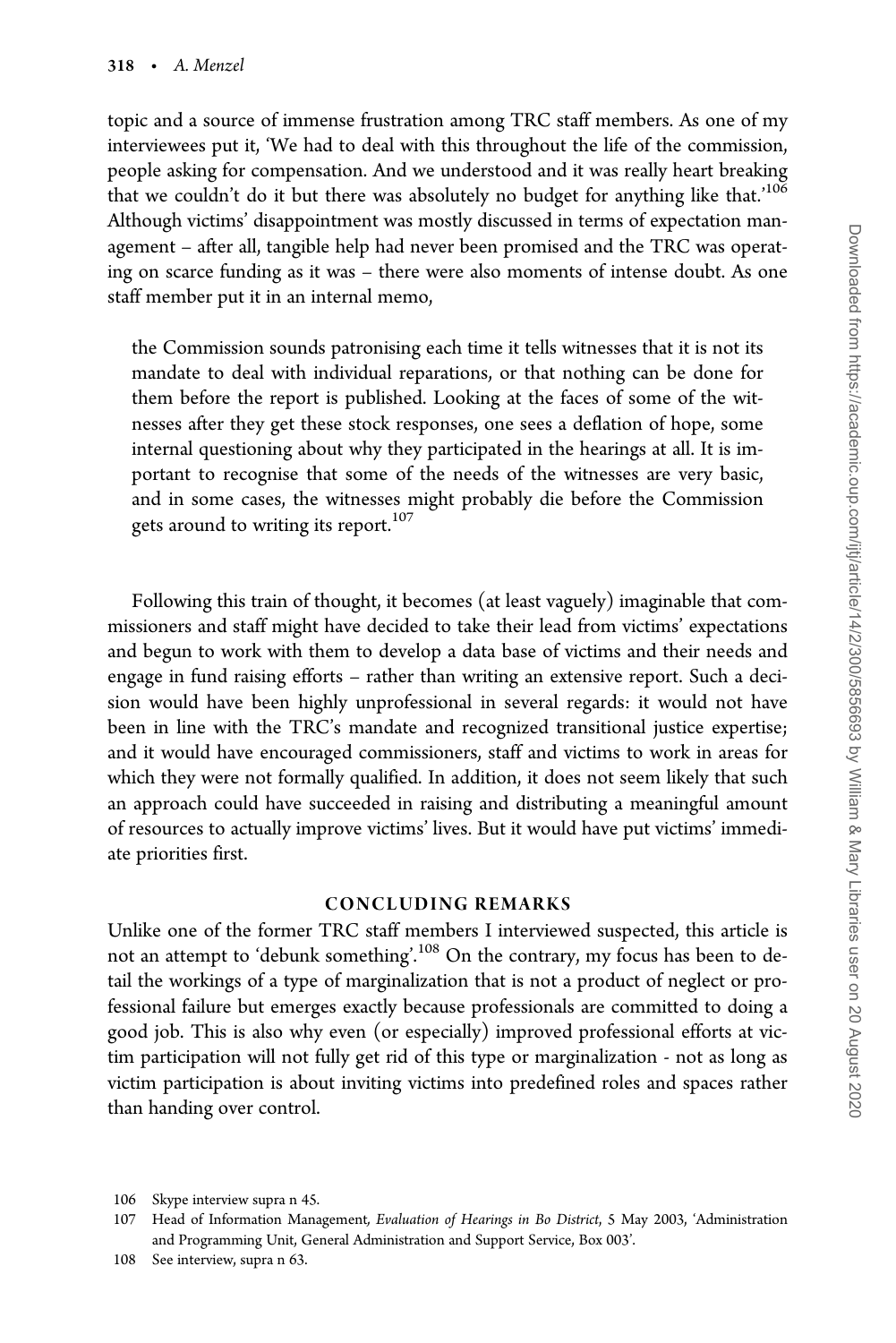topic and a source of immense frustration among TRC staff members. As one of my interviewees put it, 'We had to deal with this throughout the life of the commission, people asking for compensation. And we understood and it was really heart breaking that we couldn't do it but there was absolutely no budget for anything like that.'[106] Although victims' disappointment was mostly discussed in terms of expectation management – after all, tangible help had never been promised and the TRC was operating on scarce funding as it was – there were also moments of intense doubt. As one staff member put it in an internal memo,

> the Commission sounds patronising each time it tells witnesses that it is not its mandate to deal with individual reparations, or that nothing can be done for them before the report is published. Looking at the faces of some of the witnesses after they get these stock responses, one sees a deflation of hope, some internal questioning about why they participated in the hearings at all. It is important to recognise that some of the needs of the witnesses are very basic, and in some cases, the witnesses might probably die before the Commission gets around to writing its report.[107]

Following this train of thought, it becomes (at least vaguely) imaginable that commissioners and staff might have decided to take their lead from victims' expectations and begun to work with them to develop a data base of victims and their needs and engage in fund raising efforts – rather than writing an extensive report. Such a decision would have been highly unprofessional in several regards: it would not have been in line with the TRC's mandate and recognized transitional justice expertise; and it would have encouraged commissioners, staff and victims to work in areas for which they were not formally qualified. In addition, it does not seem likely that such an approach could have succeeded in raising and distributing a meaningful amount of resources to actually improve victims' lives. But it would have put victims' immediate priorities first.

## CONCLUDING REMARKS

Unlike one of the former TRC staff members I interviewed suspected, this article is not an attempt to 'debunk something'.[108] On the contrary, my focus has been to detail the workings of a type of marginalization that is not a product of neglect or professional failure but emerges exactly because professionals are committed to doing a good job. This is also why even (or especially) improved professional efforts at victim participation will not fully get rid of this type or marginalization - not as long as victim participation is about inviting victims into predefined roles and spaces rather than handing over control.

106 Skype interview supra n 45.

107 Head of Information Management, *Evaluation of Hearings in Bo District*, 5 May 2003, 'Administration and Programming Unit, General Administration and Support Service, Box 003'.

108 See interview, supra n 63.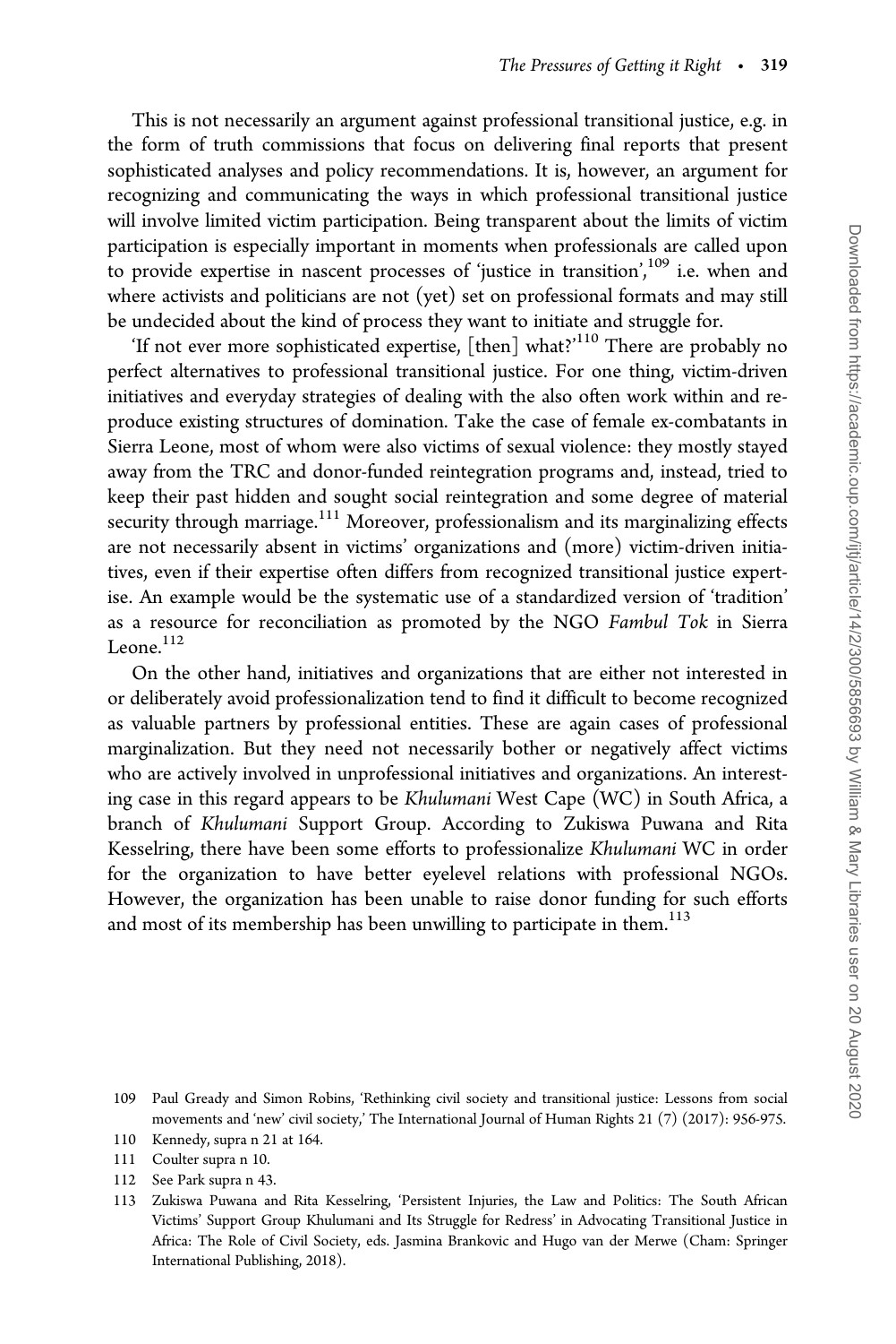This is not necessarily an argument against professional transitional justice, e.g. in the form of truth commissions that focus on delivering final reports that present sophisticated analyses and policy recommendations. It is, however, an argument for recognizing and communicating the ways in which professional transitional justice will involve limited victim participation. Being transparent about the limits of victim participation is especially important in moments when professionals are called upon to provide expertise in nascent processes of 'justice in transition',[109] i.e. when and where activists and politicians are not (yet) set on professional formats and may still be undecided about the kind of process they want to initiate and struggle for.

'If not ever more sophisticated expertise, [then] what?'[110] There are probably no perfect alternatives to professional transitional justice. For one thing, victim-driven initiatives and everyday strategies of dealing with the also often work within and reproduce existing structures of domination. Take the case of female ex-combatants in Sierra Leone, most of whom were also victims of sexual violence: they mostly stayed away from the TRC and donor-funded reintegration programs and, instead, tried to keep their past hidden and sought social reintegration and some degree of material security through marriage.[111] Moreover, professionalism and its marginalizing effects are not necessarily absent in victims' organizations and (more) victim-driven initiatives, even if their expertise often differs from recognized transitional justice expertise. An example would be the systematic use of a standardized version of 'tradition' as a resource for reconciliation as promoted by the NGO *Fambul Tok* in Sierra Leone.[112]

On the other hand, initiatives and organizations that are either not interested in or deliberately avoid professionalization tend to find it difficult to become recognized as valuable partners by professional entities. These are again cases of professional marginalization. But they need not necessarily bother or negatively affect victims who are actively involved in unprofessional initiatives and organizations. An interesting case in this regard appears to be *Khulumani* West Cape (WC) in South Africa, a branch of *Khulumani* Support Group. According to Zukiswa Puwana and Rita Kesselring, there have been some efforts to professionalize *Khulumani* WC in order for the organization to have better eyelevel relations with professional NGOs. However, the organization has been unable to raise donor funding for such efforts and most of its membership has been unwilling to participate in them.[113]

109 Paul Gready and Simon Robins, 'Rethinking civil society and transitional justice: Lessons from social movements and 'new' civil society,' The International Journal of Human Rights 21 (7) (2017): 956-975.

110 Kennedy, supra n 21 at 164.

111 Coulter supra n 10.

112 See Park supra n 43.

113 Zukiswa Puwana and Rita Kesselring, 'Persistent Injuries, the Law and Politics: The South African Victims' Support Group Khulumani and Its Struggle for Redress' in Advocating Transitional Justice in Africa: The Role of Civil Society, eds. Jasmina Brankovic and Hugo van der Merwe (Cham: Springer International Publishing, 2018).